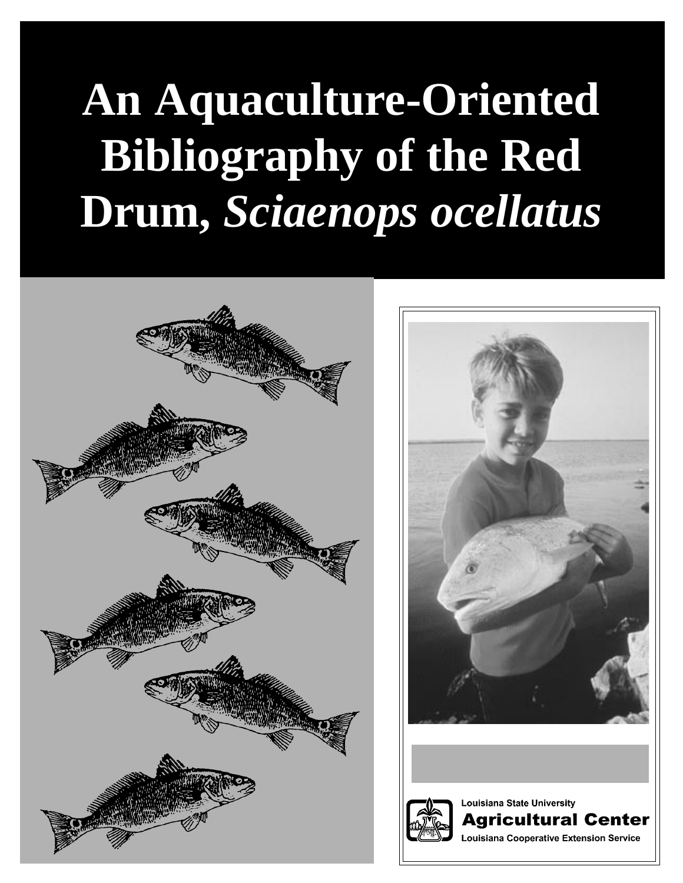# An Aquaculture-Oriented Bibliography of the Red Drum, *Sciaenops ocellatus*

Louisiana State University
**Agricultural Center**
Louisiana Cooperative Extension Service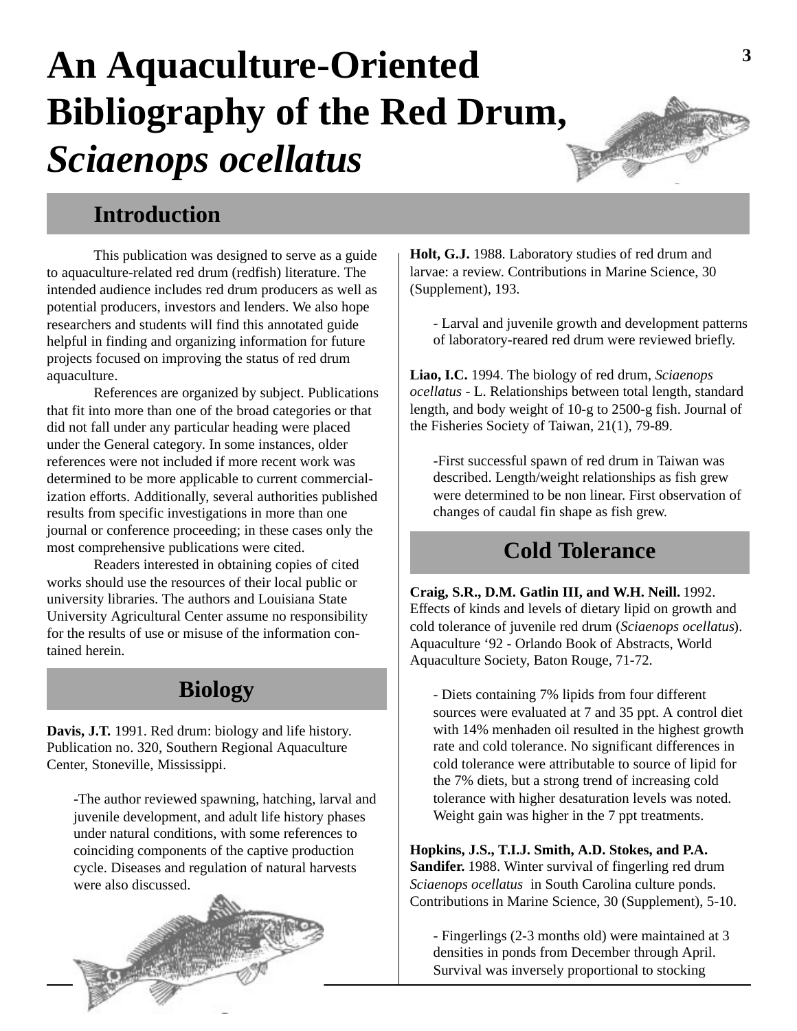# An Aquaculture-Oriented Bibliography of the Red Drum, *Sciaenops ocellatus*

## Introduction

This publication was designed to serve as a guide to aquaculture-related red drum (redfish) literature. The intended audience includes red drum producers as well as potential producers, investors and lenders. We also hope researchers and students will find this annotated guide helpful in finding and organizing information for future projects focused on improving the status of red drum aquaculture.

References are organized by subject. Publications that fit into more than one of the broad categories or that did not fall under any particular heading were placed under the General category. In some instances, older references were not included if more recent work was determined to be more applicable to current commercialization efforts. Additionally, several authorities published results from specific investigations in more than one journal or conference proceeding; in these cases only the most comprehensive publications were cited.

Readers interested in obtaining copies of cited works should use the resources of their local public or university libraries. The authors and Louisiana State University Agricultural Center assume no responsibility for the results of use or misuse of the information contained herein.

## Biology

**Davis, J.T.** 1991. Red drum: biology and life history. Publication no. 320, Southern Regional Aquaculture Center, Stoneville, Mississippi.

-The author reviewed spawning, hatching, larval and juvenile development, and adult life history phases under natural conditions, with some references to coinciding components of the captive production cycle. Diseases and regulation of natural harvests were also discussed.

**Holt, G.J.** 1988. Laboratory studies of red drum and larvae: a review. Contributions in Marine Science, 30 (Supplement), 193.

- Larval and juvenile growth and development patterns of laboratory-reared red drum were reviewed briefly.

**Liao, I.C.** 1994. The biology of red drum, *Sciaenops ocellatus* - L. Relationships between total length, standard length, and body weight of 10-g to 2500-g fish. Journal of the Fisheries Society of Taiwan, 21(1), 79-89.

-First successful spawn of red drum in Taiwan was described. Length/weight relationships as fish grew were determined to be non linear. First observation of changes of caudal fin shape as fish grew.

## Cold Tolerance

**Craig, S.R., D.M. Gatlin III, and W.H. Neill.** 1992. Effects of kinds and levels of dietary lipid on growth and cold tolerance of juvenile red drum (*Sciaenops ocellatus*). Aquaculture '92 - Orlando Book of Abstracts, World Aquaculture Society, Baton Rouge, 71-72.

- Diets containing 7% lipids from four different sources were evaluated at 7 and 35 ppt. A control diet with 14% menhaden oil resulted in the highest growth rate and cold tolerance. No significant differences in cold tolerance were attributable to source of lipid for the 7% diets, but a strong trend of increasing cold tolerance with higher desaturation levels was noted. Weight gain was higher in the 7 ppt treatments.

**Hopkins, J.S., T.I.J. Smith, A.D. Stokes, and P.A. Sandifer.** 1988. Winter survival of fingerling red drum *Sciaenops ocellatus* in South Carolina culture ponds. Contributions in Marine Science, 30 (Supplement), 5-10.

- Fingerlings (2-3 months old) were maintained at 3 densities in ponds from December through April. Survival was inversely proportional to stocking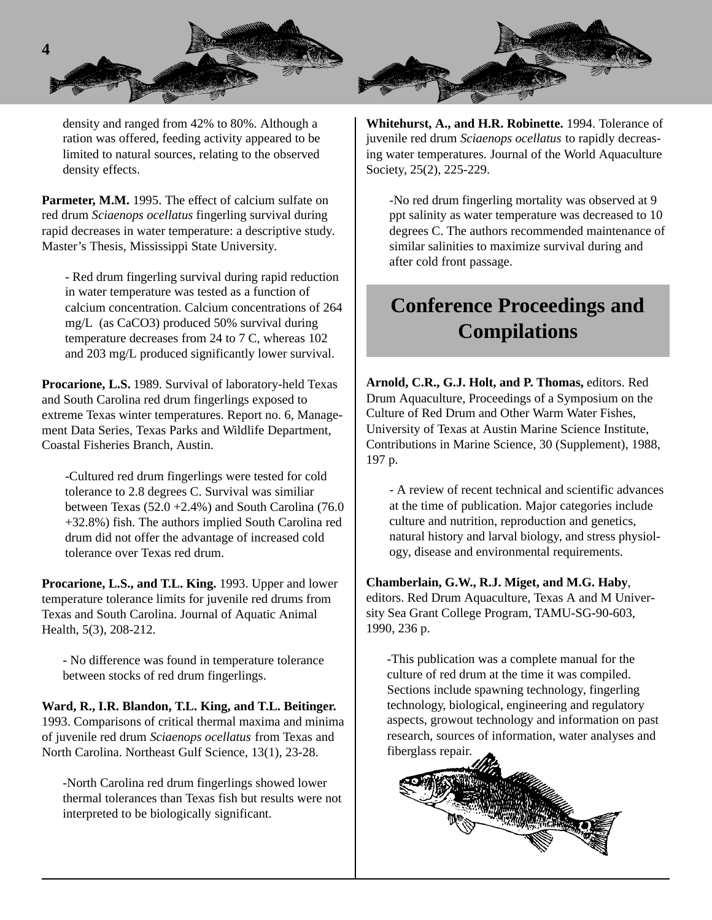density and ranged from 42% to 80%. Although a ration was offered, feeding activity appeared to be limited to natural sources, relating to the observed density effects.

**Parmeter, M.M.** 1995. The effect of calcium sulfate on red drum *Sciaenops ocellatus* fingerling survival during rapid decreases in water temperature: a descriptive study. Master's Thesis, Mississippi State University.

- Red drum fingerling survival during rapid reduction in water temperature was tested as a function of calcium concentration. Calcium concentrations of 264 mg/L (as $CaCO_3$) produced 50% survival during temperature decreases from 24 to 7 C, whereas 102 and 203 mg/L produced significantly lower survival.

**Procarione, L.S.** 1989. Survival of laboratory-held Texas and South Carolina red drum fingerlings exposed to extreme Texas winter temperatures. Report no. 6, Management Data Series, Texas Parks and Wildlife Department, Coastal Fisheries Branch, Austin.

-Cultured red drum fingerlings were tested for cold tolerance to 2.8 degrees C. Survival was similiar between Texas (52.0 +2.4%) and South Carolina (76.0 +32.8%) fish. The authors implied South Carolina red drum did not offer the advantage of increased cold tolerance over Texas red drum.

**Procarione, L.S., and T.L. King.** 1993. Upper and lower temperature tolerance limits for juvenile red drums from Texas and South Carolina. Journal of Aquatic Animal Health, 5(3), 208-212.

- No difference was found in temperature tolerance between stocks of red drum fingerlings.

**Ward, R., I.R. Blandon, T.L. King, and T.L. Beitinger.** 1993. Comparisons of critical thermal maxima and minima of juvenile red drum *Sciaenops ocellatus* from Texas and North Carolina. Northeast Gulf Science, 13(1), 23-28.

-North Carolina red drum fingerlings showed lower thermal tolerances than Texas fish but results were not interpreted to be biologically significant.

**Whitehurst, A., and H.R. Robinette.** 1994. Tolerance of juvenile red drum *Sciaenops ocellatus* to rapidly decreasing water temperatures. Journal of the World Aquaculture Society, 25(2), 225-229.

-No red drum fingerling mortality was observed at 9 ppt salinity as water temperature was decreased to 10 degrees C. The authors recommended maintenance of similar salinities to maximize survival during and after cold front passage.

## Conference Proceedings and Compilations

**Arnold, C.R., G.J. Holt, and P. Thomas,** editors. Red Drum Aquaculture, Proceedings of a Symposium on the Culture of Red Drum and Other Warm Water Fishes, University of Texas at Austin Marine Science Institute, Contributions in Marine Science, 30 (Supplement), 1988, 197 p.

- A review of recent technical and scientific advances at the time of publication. Major categories include culture and nutrition, reproduction and genetics, natural history and larval biology, and stress physiology, disease and environmental requirements.

**Chamberlain, G.W., R.J. Miget, and M.G. Haby**, editors. Red Drum Aquaculture, Texas A and M University Sea Grant College Program, TAMU-SG-90-603, 1990, 236 p.

-This publication was a complete manual for the culture of red drum at the time it was compiled. Sections include spawning technology, fingerling technology, biological, engineering and regulatory aspects, growout technology and information on past research, sources of information, water analyses and fiberglass repair.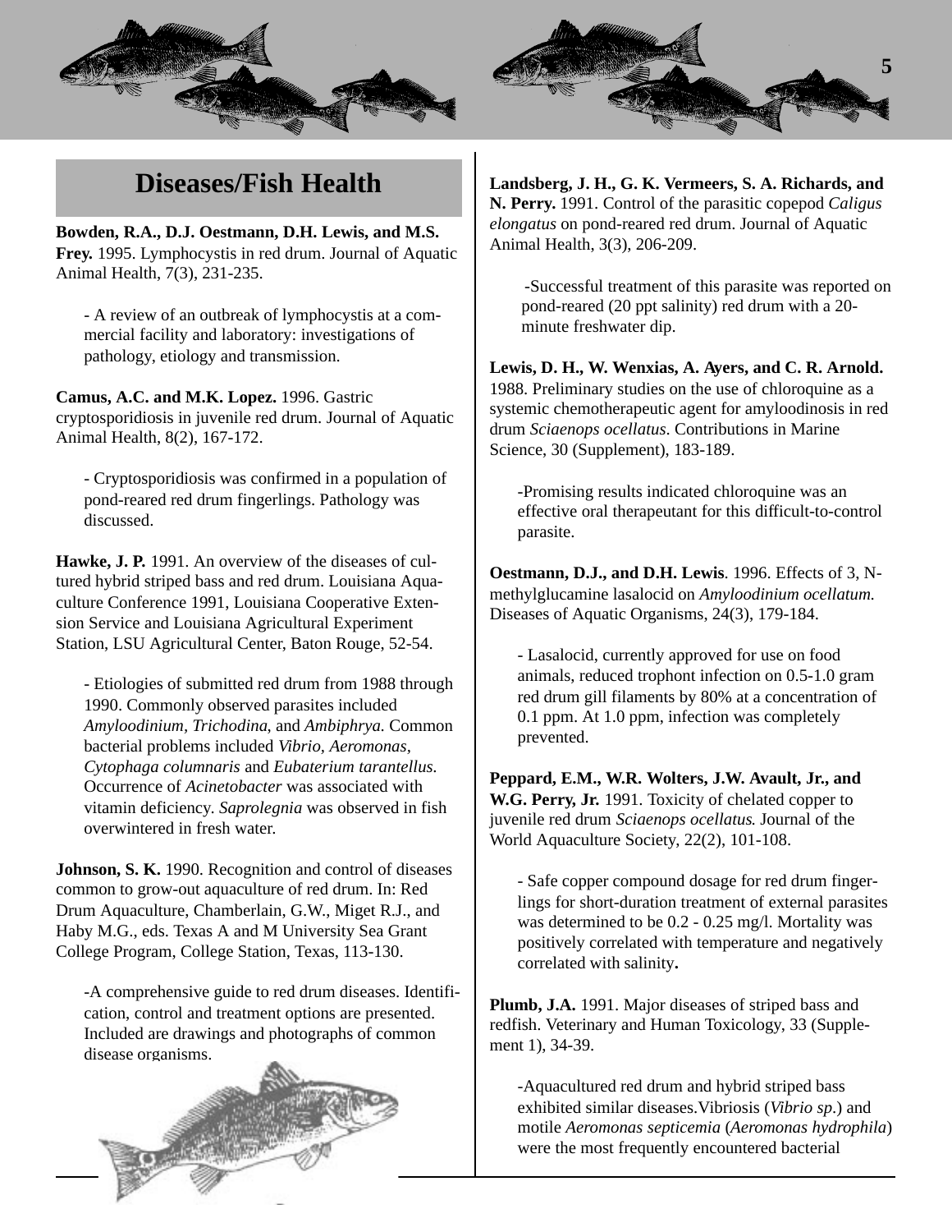## Diseases/Fish Health

**Bowden, R.A., D.J. Oestmann, D.H. Lewis, and M.S. Frey.** 1995. Lymphocystis in red drum. Journal of Aquatic Animal Health, 7(3), 231-235.

- A review of an outbreak of lymphocystis at a commercial facility and laboratory: investigations of pathology, etiology and transmission.

**Camus, A.C. and M.K. Lopez.** 1996. Gastric cryptosporidiosis in juvenile red drum. Journal of Aquatic Animal Health, 8(2), 167-172.

- Cryptosporidiosis was confirmed in a population of pond-reared red drum fingerlings. Pathology was discussed.

**Hawke, J. P.** 1991. An overview of the diseases of cultured hybrid striped bass and red drum. Louisiana Aquaculture Conference 1991, Louisiana Cooperative Extension Service and Louisiana Agricultural Experiment Station, LSU Agricultural Center, Baton Rouge, 52-54.

- Etiologies of submitted red drum from 1988 through 1990. Commonly observed parasites included *Amyloodinium*, *Trichodina*, and *Ambiphrya.* Common bacterial problems included *Vibrio, Aeromonas, Cytophaga columnaris* and *Eubaterium tarantellus.* Occurrence of *Acinetobacter* was associated with vitamin deficiency. *Saprolegnia* was observed in fish overwintered in fresh water.

**Johnson, S. K.** 1990. Recognition and control of diseases common to grow-out aquaculture of red drum. In: Red Drum Aquaculture, Chamberlain, G.W., Miget R.J., and Haby M.G., eds. Texas A and M University Sea Grant College Program, College Station, Texas, 113-130.

- A comprehensive guide to red drum diseases. Identification, control and treatment options are presented. Included are drawings and photographs of common disease organisms.

**Landsberg, J. H., G. K. Vermeers, S. A. Richards, and N. Perry.** 1991. Control of the parasitic copepod *Caligus elongatus* on pond-reared red drum. Journal of Aquatic Animal Health, 3(3), 206-209.

- Successful treatment of this parasite was reported on pond-reared (20 ppt salinity) red drum with a 20-minute freshwater dip.

**Lewis, D. H., W. Wenxias, A. Ayers, and C. R. Arnold.** 1988. Preliminary studies on the use of chloroquine as a systemic chemotherapeutic agent for amyloodinosis in red drum *Sciaenops ocellatus*. Contributions in Marine Science, 30 (Supplement), 183-189.

- Promising results indicated chloroquine was an effective oral therapeutant for this difficult-to-control parasite.

**Oestmann, D.J., and D.H. Lewis**. 1996. Effects of 3, N-methylglucamine lasalocid on *Amyloodinium ocellatum.* Diseases of Aquatic Organisms, 24(3), 179-184.

- Lasalocid, currently approved for use on food animals, reduced trophont infection on 0.5-1.0 gram red drum gill filaments by 80% at a concentration of 0.1 ppm. At 1.0 ppm, infection was completely prevented.

**Peppard, E.M., W.R. Wolters, J.W. Avault, Jr., and W.G. Perry, Jr.** 1991. Toxicity of chelated copper to juvenile red drum *Sciaenops ocellatus.* Journal of the World Aquaculture Society, 22(2), 101-108.

- Safe copper compound dosage for red drum fingerlings for short-duration treatment of external parasites was determined to be 0.2 - 0.25 mg/l. Mortality was positively correlated with temperature and negatively correlated with salinity**.**

**Plumb, J.A.** 1991. Major diseases of striped bass and redfish. Veterinary and Human Toxicology, 33 (Supplement 1), 34-39.

- Aquacultured red drum and hybrid striped bass exhibited similar diseases.Vibriosis (*Vibrio sp*.) and motile *Aeromonas septicemia* (*Aeromonas hydrophila*) were the most frequently encountered bacterial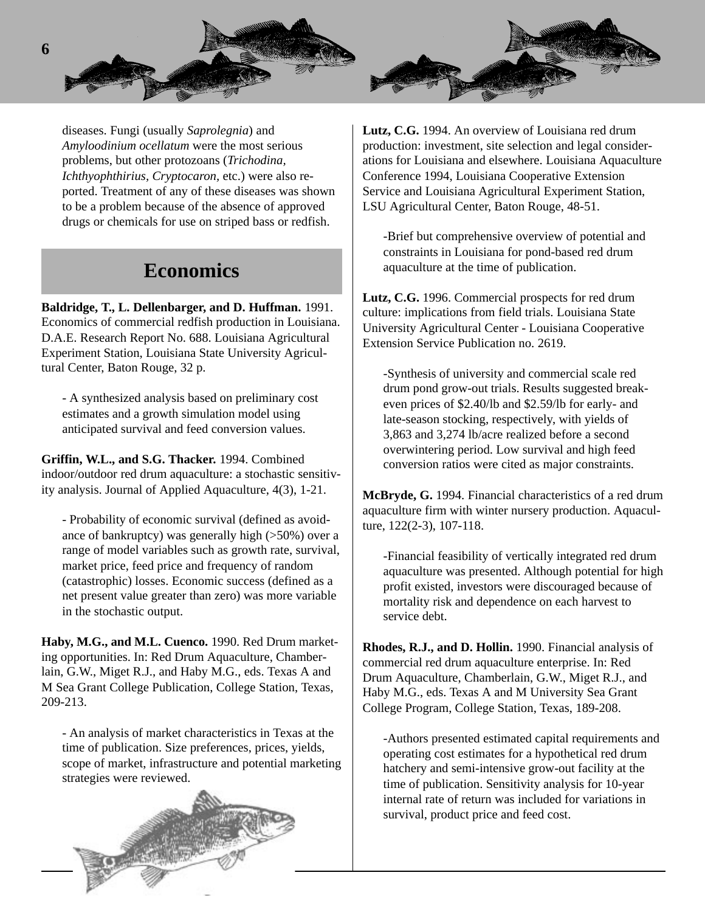diseases. Fungi (usually *Saprolegnia*) and *Amyloodinium ocellatum* were the most serious problems, but other protozoans (*Trichodina, Ichthyophthirius, Cryptocaron,* etc.) were also reported. Treatment of any of these diseases was shown to be a problem because of the absence of approved drugs or chemicals for use on striped bass or redfish.

## Economics

**Baldridge, T., L. Dellenbarger, and D. Huffman.** 1991. Economics of commercial redfish production in Louisiana. D.A.E. Research Report No. 688. Louisiana Agricultural Experiment Station, Louisiana State University Agricultural Center, Baton Rouge, 32 p.

- A synthesized analysis based on preliminary cost estimates and a growth simulation model using anticipated survival and feed conversion values.

**Griffin, W.L., and S.G. Thacker.** 1994. Combined indoor/outdoor red drum aquaculture: a stochastic sensitivity analysis. Journal of Applied Aquaculture, 4(3), 1-21.

- Probability of economic survival (defined as avoidance of bankruptcy) was generally high (>50%) over a range of model variables such as growth rate, survival, market price, feed price and frequency of random (catastrophic) losses. Economic success (defined as a net present value greater than zero) was more variable in the stochastic output.

**Haby, M.G., and M.L. Cuenco.** 1990. Red Drum marketing opportunities. In: Red Drum Aquaculture, Chamberlain, G.W., Miget R.J., and Haby M.G., eds. Texas A and M Sea Grant College Publication, College Station, Texas, 209-213.

- An analysis of market characteristics in Texas at the time of publication. Size preferences, prices, yields, scope of market, infrastructure and potential marketing strategies were reviewed.

**Lutz, C.G.** 1994. An overview of Louisiana red drum production: investment, site selection and legal considerations for Louisiana and elsewhere. Louisiana Aquaculture Conference 1994, Louisiana Cooperative Extension Service and Louisiana Agricultural Experiment Station, LSU Agricultural Center, Baton Rouge, 48-51.

-Brief but comprehensive overview of potential and constraints in Louisiana for pond-based red drum aquaculture at the time of publication.

**Lutz, C.G.** 1996. Commercial prospects for red drum culture: implications from field trials. Louisiana State University Agricultural Center - Louisiana Cooperative Extension Service Publication no. 2619.

-Synthesis of university and commercial scale red drum pond grow-out trials. Results suggested break-even prices of $2.40/lb and $2.59/lb for early- and late-season stocking, respectively, with yields of 3,863 and 3,274 lb/acre realized before a second overwintering period. Low survival and high feed conversion ratios were cited as major constraints.

**McBryde, G.** 1994. Financial characteristics of a red drum aquaculture firm with winter nursery production. Aquaculture, 122(2-3), 107-118.

-Financial feasibility of vertically integrated red drum aquaculture was presented. Although potential for high profit existed, investors were discouraged because of mortality risk and dependence on each harvest to service debt.

**Rhodes, R.J., and D. Hollin.** 1990. Financial analysis of commercial red drum aquaculture enterprise. In: Red Drum Aquaculture, Chamberlain, G.W., Miget R.J., and Haby M.G., eds. Texas A and M University Sea Grant College Program, College Station, Texas, 189-208.

-Authors presented estimated capital requirements and operating cost estimates for a hypothetical red drum hatchery and semi-intensive grow-out facility at the time of publication. Sensitivity analysis for 10-year internal rate of return was included for variations in survival, product price and feed cost.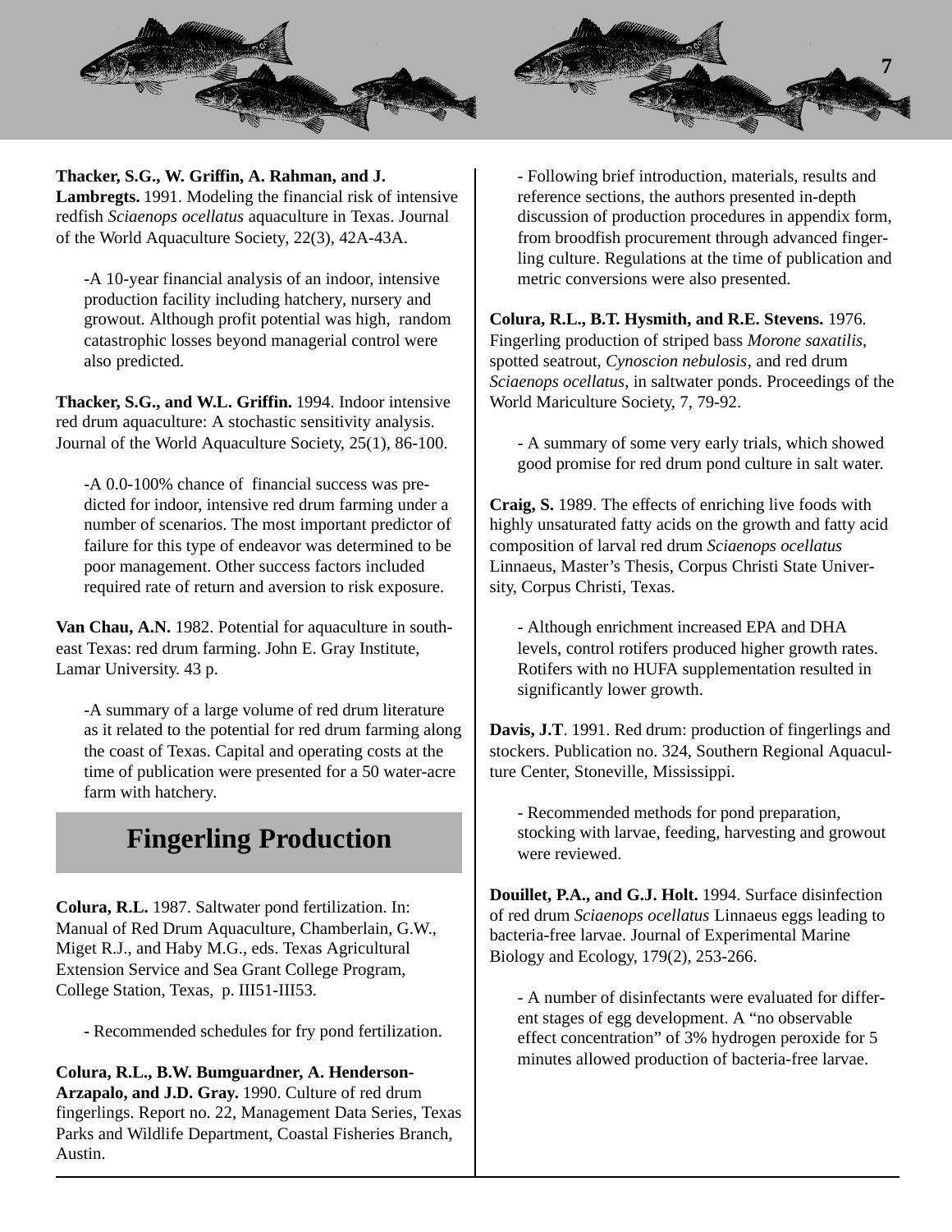**Thacker, S.G., W. Griffin, A. Rahman, and J. Lambregts.** 1991. Modeling the financial risk of intensive redfish *Sciaenops ocellatus* aquaculture in Texas. Journal of the World Aquaculture Society, 22(3), 42A-43A.

-A 10-year financial analysis of an indoor, intensive production facility including hatchery, nursery and growout. Although profit potential was high, random catastrophic losses beyond managerial control were also predicted.

**Thacker, S.G., and W.L. Griffin.** 1994. Indoor intensive red drum aquaculture: A stochastic sensitivity analysis. Journal of the World Aquaculture Society, 25(1), 86-100.

-A 0.0-100% chance of financial success was predicted for indoor, intensive red drum farming under a number of scenarios. The most important predictor of failure for this type of endeavor was determined to be poor management. Other success factors included required rate of return and aversion to risk exposure.

**Van Chau, A.N.** 1982. Potential for aquaculture in southeast Texas: red drum farming. John E. Gray Institute, Lamar University. 43 p.

-A summary of a large volume of red drum literature as it related to the potential for red drum farming along the coast of Texas. Capital and operating costs at the time of publication were presented for a 50 water-acre farm with hatchery.

## Fingerling Production

**Colura, R.L.** 1987. Saltwater pond fertilization. In: Manual of Red Drum Aquaculture, Chamberlain, G.W., Miget R.J., and Haby M.G., eds. Texas Agricultural Extension Service and Sea Grant College Program, College Station, Texas, p. III51-III53.

- Recommended schedules for fry pond fertilization.

**Colura, R.L., B.W. Bumguardner, A. Henderson-Arzapalo, and J.D. Gray.** 1990. Culture of red drum fingerlings. Report no. 22, Management Data Series, Texas Parks and Wildlife Department, Coastal Fisheries Branch, Austin.

- Following brief introduction, materials, results and reference sections, the authors presented in-depth discussion of production procedures in appendix form, from broodfish procurement through advanced fingerling culture. Regulations at the time of publication and metric conversions were also presented.

**Colura, R.L., B.T. Hysmith, and R.E. Stevens.** 1976. Fingerling production of striped bass *Morone saxatilis*, spotted seatrout, *Cynoscion nebulosis*, and red drum *Sciaenops ocellatus*, in saltwater ponds. Proceedings of the World Mariculture Society, 7, 79-92.

- A summary of some very early trials, which showed good promise for red drum pond culture in salt water.

**Craig, S.** 1989. The effects of enriching live foods with highly unsaturated fatty acids on the growth and fatty acid composition of larval red drum *Sciaenops ocellatus* Linnaeus, Master's Thesis, Corpus Christi State University, Corpus Christi, Texas.

- Although enrichment increased EPA and DHA levels, control rotifers produced higher growth rates. Rotifers with no HUFA supplementation resulted in significantly lower growth.

**Davis, J.T**. 1991. Red drum: production of fingerlings and stockers. Publication no. 324, Southern Regional Aquaculture Center, Stoneville, Mississippi.

- Recommended methods for pond preparation, stocking with larvae, feeding, harvesting and growout were reviewed.

**Douillet, P.A., and G.J. Holt.** 1994. Surface disinfection of red drum *Sciaenops ocellatus* Linnaeus eggs leading to bacteria-free larvae. Journal of Experimental Marine Biology and Ecology, 179(2), 253-266.

- A number of disinfectants were evaluated for different stages of egg development. A "no observable effect concentration" of 3% hydrogen peroxide for 5 minutes allowed production of bacteria-free larvae.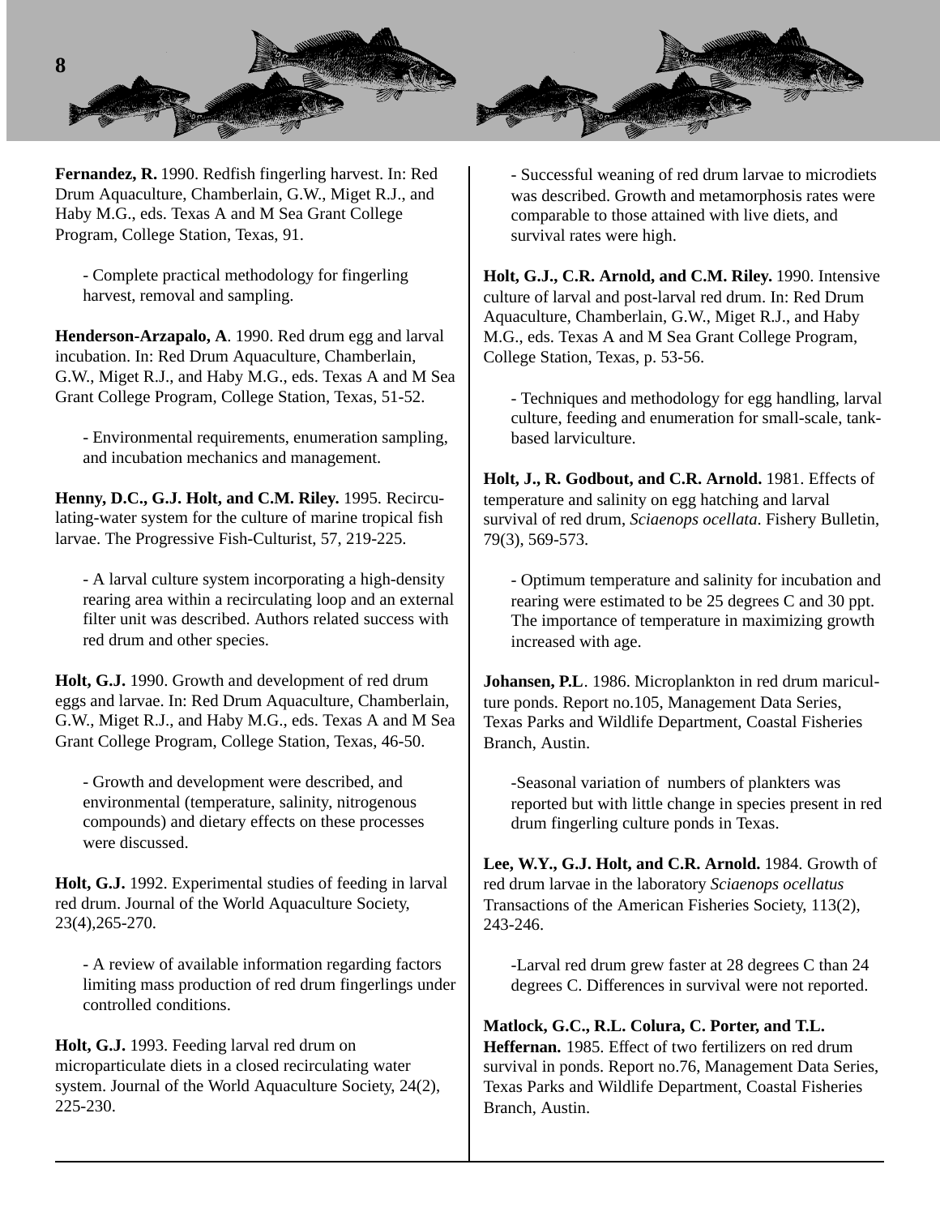**Fernandez, R.** 1990. Redfish fingerling harvest. In: Red Drum Aquaculture, Chamberlain, G.W., Miget R.J., and Haby M.G., eds. Texas A and M Sea Grant College Program, College Station, Texas, 91.

- Complete practical methodology for fingerling harvest, removal and sampling.

**Henderson-Arzapalo, A**. 1990. Red drum egg and larval incubation. In: Red Drum Aquaculture, Chamberlain, G.W., Miget R.J., and Haby M.G., eds. Texas A and M Sea Grant College Program, College Station, Texas, 51-52.

- Environmental requirements, enumeration sampling, and incubation mechanics and management.

**Henny, D.C., G.J. Holt, and C.M. Riley.** 1995. Recirculating-water system for the culture of marine tropical fish larvae. The Progressive Fish-Culturist, 57, 219-225.

- A larval culture system incorporating a high-density rearing area within a recirculating loop and an external filter unit was described. Authors related success with red drum and other species.

**Holt, G.J.** 1990. Growth and development of red drum eggs and larvae. In: Red Drum Aquaculture, Chamberlain, G.W., Miget R.J., and Haby M.G., eds. Texas A and M Sea Grant College Program, College Station, Texas, 46-50.

- Growth and development were described, and environmental (temperature, salinity, nitrogenous compounds) and dietary effects on these processes were discussed.

**Holt, G.J.** 1992. Experimental studies of feeding in larval red drum. Journal of the World Aquaculture Society, 23(4),265-270.

- A review of available information regarding factors limiting mass production of red drum fingerlings under controlled conditions.

**Holt, G.J.** 1993. Feeding larval red drum on microparticulate diets in a closed recirculating water system. Journal of the World Aquaculture Society, 24(2), 225-230.

- Successful weaning of red drum larvae to microdiets was described. Growth and metamorphosis rates were comparable to those attained with live diets, and survival rates were high.

**Holt, G.J., C.R. Arnold, and C.M. Riley.** 1990. Intensive culture of larval and post-larval red drum. In: Red Drum Aquaculture, Chamberlain, G.W., Miget R.J., and Haby M.G., eds. Texas A and M Sea Grant College Program, College Station, Texas, p. 53-56.

- Techniques and methodology for egg handling, larval culture, feeding and enumeration for small-scale, tank-based larviculture.

**Holt, J., R. Godbout, and C.R. Arnold.** 1981. Effects of temperature and salinity on egg hatching and larval survival of red drum, *Sciaenops ocellata*. Fishery Bulletin, 79(3), 569-573.

- Optimum temperature and salinity for incubation and rearing were estimated to be 25 degrees C and 30 ppt. The importance of temperature in maximizing growth increased with age.

**Johansen, P.L**. 1986. Microplankton in red drum mariculture ponds. Report no.105, Management Data Series, Texas Parks and Wildlife Department, Coastal Fisheries Branch, Austin.

-Seasonal variation of numbers of plankters was reported but with little change in species present in red drum fingerling culture ponds in Texas.

**Lee, W.Y., G.J. Holt, and C.R. Arnold.** 1984. Growth of red drum larvae in the laboratory *Sciaenops ocellatus* Transactions of the American Fisheries Society, 113(2), 243-246.

-Larval red drum grew faster at 28 degrees C than 24 degrees C. Differences in survival were not reported.

**Matlock, G.C., R.L. Colura, C. Porter, and T.L. Heffernan.** 1985. Effect of two fertilizers on red drum survival in ponds. Report no.76, Management Data Series, Texas Parks and Wildlife Department, Coastal Fisheries Branch, Austin.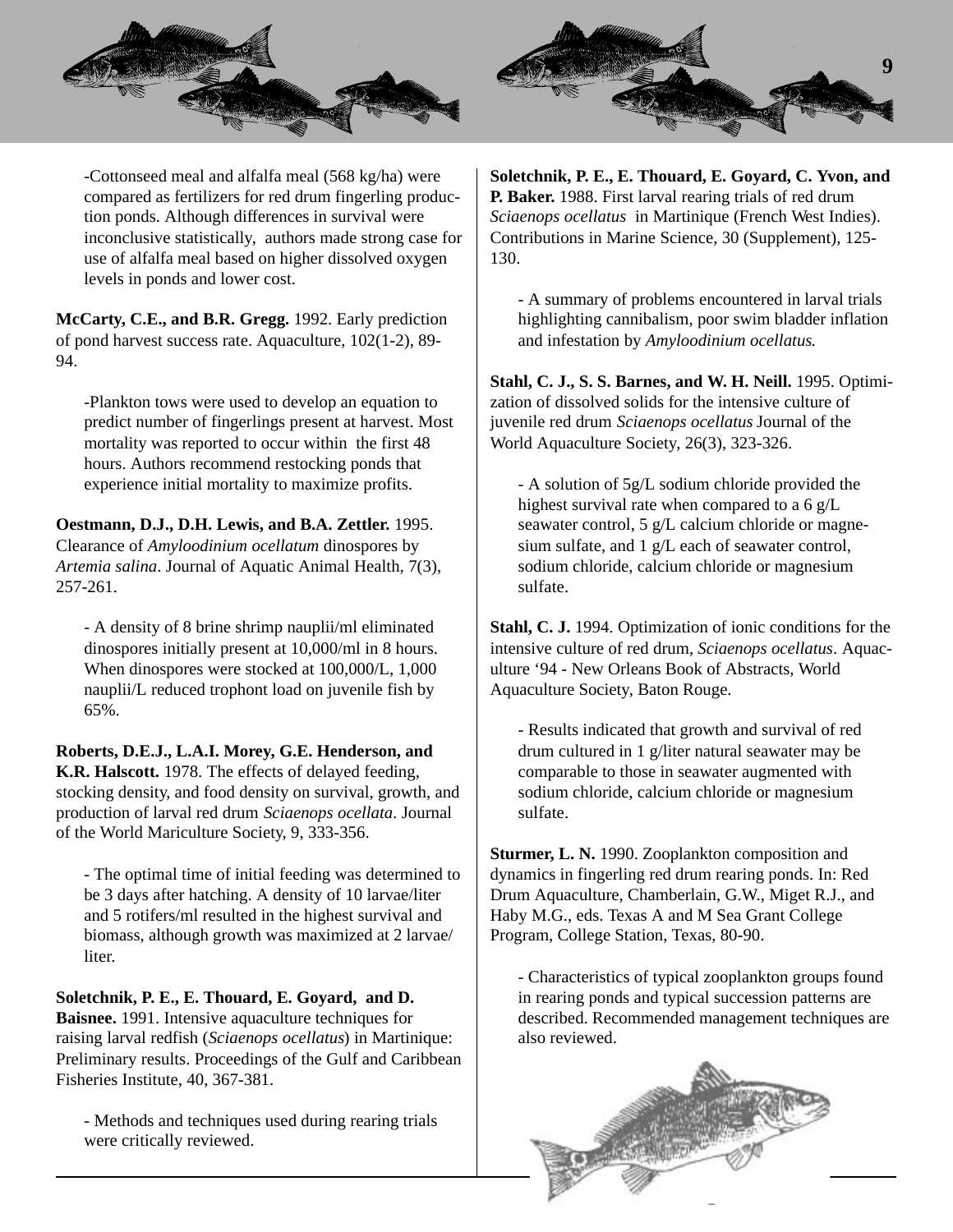-Cottonseed meal and alfalfa meal (568 kg/ha) were compared as fertilizers for red drum fingerling production ponds. Although differences in survival were inconclusive statistically, authors made strong case for use of alfalfa meal based on higher dissolved oxygen levels in ponds and lower cost.

**McCarty, C.E., and B.R. Gregg.** 1992. Early prediction of pond harvest success rate. Aquaculture, 102(1-2), 89-94.

> -Plankton tows were used to develop an equation to predict number of fingerlings present at harvest. Most mortality was reported to occur within the first 48 hours. Authors recommend restocking ponds that experience initial mortality to maximize profits.

**Oestmann, D.J., D.H. Lewis, and B.A. Zettler.** 1995. Clearance of *Amyloodinium ocellatum* dinospores by *Artemia salina*. Journal of Aquatic Animal Health, 7(3), 257-261.

> - A density of 8 brine shrimp nauplii/ml eliminated dinospores initially present at 10,000/ml in 8 hours. When dinospores were stocked at 100,000/L, 1,000 nauplii/L reduced trophont load on juvenile fish by 65%.

**Roberts, D.E.J., L.A.I. Morey, G.E. Henderson, and K.R. Halscott.** 1978. The effects of delayed feeding, stocking density, and food density on survival, growth, and production of larval red drum *Sciaenops ocellata*. Journal of the World Mariculture Society, 9, 333-356.

> - The optimal time of initial feeding was determined to be 3 days after hatching. A density of 10 larvae/liter and 5 rotifers/ml resulted in the highest survival and biomass, although growth was maximized at 2 larvae/liter.

**Soletchnik, P. E., E. Thouard, E. Goyard, and D. Baisnee.** 1991. Intensive aquaculture techniques for raising larval redfish (*Sciaenops ocellatus*) in Martinique: Preliminary results. Proceedings of the Gulf and Caribbean Fisheries Institute, 40, 367-381.

> - Methods and techniques used during rearing trials were critically reviewed.

**Soletchnik, P. E., E. Thouard, E. Goyard, C. Yvon, and P. Baker.** 1988. First larval rearing trials of red drum *Sciaenops ocellatus* in Martinique (French West Indies). Contributions in Marine Science, 30 (Supplement), 125-130.

> - A summary of problems encountered in larval trials highlighting cannibalism, poor swim bladder inflation and infestation by *Amyloodinium ocellatus.*

**Stahl, C. J., S. S. Barnes, and W. H. Neill.** 1995. Optimization of dissolved solids for the intensive culture of juvenile red drum *Sciaenops ocellatus* Journal of the World Aquaculture Society, 26(3), 323-326.

> - A solution of 5g/L sodium chloride provided the highest survival rate when compared to a 6 g/L seawater control, 5 g/L calcium chloride or magnesium sulfate, and 1 g/L each of seawater control, sodium chloride, calcium chloride or magnesium sulfate.

**Stahl, C. J.** 1994. Optimization of ionic conditions for the intensive culture of red drum, *Sciaenops ocellatus*. Aquaculture '94 - New Orleans Book of Abstracts, World Aquaculture Society, Baton Rouge.

> - Results indicated that growth and survival of red drum cultured in 1 g/liter natural seawater may be comparable to those in seawater augmented with sodium chloride, calcium chloride or magnesium sulfate.

**Sturmer, L. N.** 1990. Zooplankton composition and dynamics in fingerling red drum rearing ponds. In: Red Drum Aquaculture, Chamberlain, G.W., Miget R.J., and Haby M.G., eds. Texas A and M Sea Grant College Program, College Station, Texas, 80-90.

> - Characteristics of typical zooplankton groups found in rearing ponds and typical succession patterns are described. Recommended management techniques are also reviewed.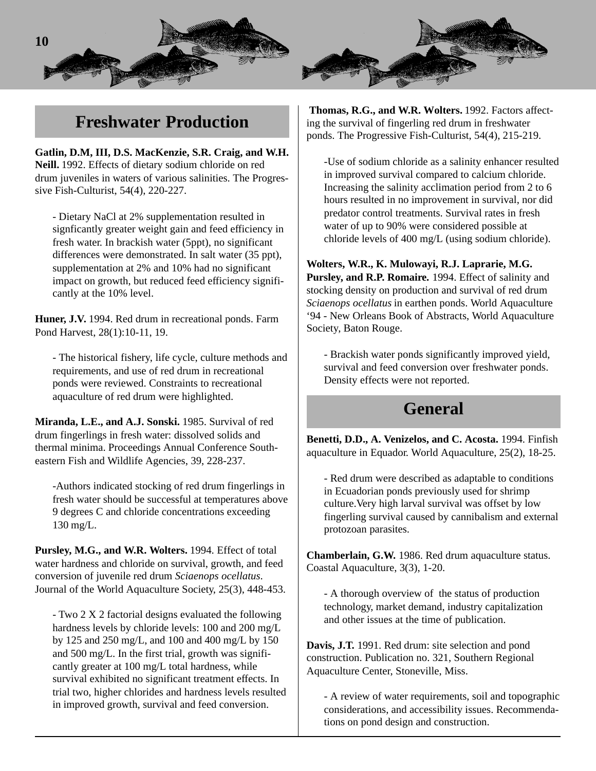## Freshwater Production

**Gatlin, D.M, III, D.S. MacKenzie, S.R. Craig, and W.H. Neill.** 1992. Effects of dietary sodium chloride on red drum juveniles in waters of various salinities. The Progressive Fish-Culturist, 54(4), 220-227.

> - Dietary NaCl at 2% supplementation resulted in signficantly greater weight gain and feed efficiency in fresh water. In brackish water (5ppt), no significant differences were demonstrated. In salt water (35 ppt), supplementation at 2% and 10% had no significant impact on growth, but reduced feed efficiency significantly at the 10% level.

**Huner, J.V.** 1994. Red drum in recreational ponds. Farm Pond Harvest, 28(1):10-11, 19.

> - The historical fishery, life cycle, culture methods and requirements, and use of red drum in recreational ponds were reviewed. Constraints to recreational aquaculture of red drum were highlighted.

**Miranda, L.E., and A.J. Sonski.** 1985. Survival of red drum fingerlings in fresh water: dissolved solids and thermal minima. Proceedings Annual Conference Southeastern Fish and Wildlife Agencies, 39, 228-237.

> -Authors indicated stocking of red drum fingerlings in fresh water should be successful at temperatures above 9 degrees C and chloride concentrations exceeding 130 mg/L.

**Pursley, M.G., and W.R. Wolters.** 1994. Effect of total water hardness and chloride on survival, growth, and feed conversion of juvenile red drum *Sciaenops ocellatus*. Journal of the World Aquaculture Society, 25(3), 448-453.

> - Two 2 X 2 factorial designs evaluated the following hardness levels by chloride levels: 100 and 200 mg/L by 125 and 250 mg/L, and 100 and 400 mg/L by 150 and 500 mg/L. In the first trial, growth was significantly greater at 100 mg/L total hardness, while survival exhibited no significant treatment effects. In trial two, higher chlorides and hardness levels resulted in improved growth, survival and feed conversion.

**Thomas, R.G., and W.R. Wolters.** 1992. Factors affecting the survival of fingerling red drum in freshwater ponds. The Progressive Fish-Culturist, 54(4), 215-219.

> -Use of sodium chloride as a salinity enhancer resulted in improved survival compared to calcium chloride. Increasing the salinity acclimation period from 2 to 6 hours resulted in no improvement in survival, nor did predator control treatments. Survival rates in fresh water of up to 90% were considered possible at chloride levels of 400 mg/L (using sodium chloride).

**Wolters, W.R., K. Mulowayi, R.J. Laprarie, M.G. Pursley, and R.P. Romaire.** 1994. Effect of salinity and stocking density on production and survival of red drum *Sciaenops ocellatus* in earthen ponds. World Aquaculture '94 - New Orleans Book of Abstracts, World Aquaculture Society, Baton Rouge.

> - Brackish water ponds significantly improved yield, survival and feed conversion over freshwater ponds. Density effects were not reported.

## General

**Benetti, D.D., A. Venizelos, and C. Acosta.** 1994. Finfish aquaculture in Equador. World Aquaculture, 25(2), 18-25.

> - Red drum were described as adaptable to conditions in Ecuadorian ponds previously used for shrimp culture.Very high larval survival was offset by low fingerling survival caused by cannibalism and external protozoan parasites.

**Chamberlain, G.W.** 1986. Red drum aquaculture status. Coastal Aquaculture, 3(3), 1-20.

> - A thorough overview of the status of production technology, market demand, industry capitalization and other issues at the time of publication.

**Davis, J.T.** 1991. Red drum: site selection and pond construction. Publication no. 321, Southern Regional Aquaculture Center, Stoneville, Miss.

> - A review of water requirements, soil and topographic considerations, and accessibility issues. Recommendations on pond design and construction.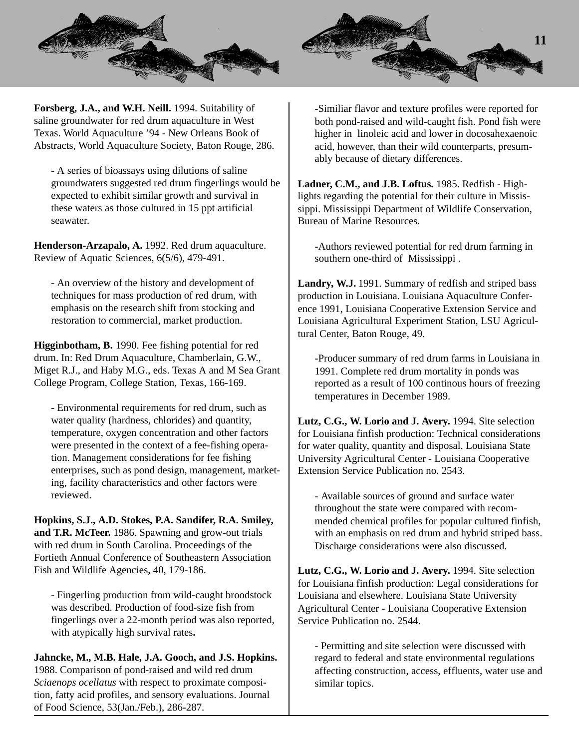**Forsberg, J.A., and W.H. Neill.** 1994. Suitability of saline groundwater for red drum aquaculture in West Texas. World Aquaculture '94 - New Orleans Book of Abstracts, World Aquaculture Society, Baton Rouge, 286.

- A series of bioassays using dilutions of saline groundwaters suggested red drum fingerlings would be expected to exhibit similar growth and survival in these waters as those cultured in 15 ppt artificial seawater.

**Henderson-Arzapalo, A.** 1992. Red drum aquaculture. Review of Aquatic Sciences, 6(5/6), 479-491.

- An overview of the history and development of techniques for mass production of red drum, with emphasis on the research shift from stocking and restoration to commercial, market production.

**Higginbotham, B.** 1990. Fee fishing potential for red drum. In: Red Drum Aquaculture, Chamberlain, G.W., Miget R.J., and Haby M.G., eds. Texas A and M Sea Grant College Program, College Station, Texas, 166-169.

- Environmental requirements for red drum, such as water quality (hardness, chlorides) and quantity, temperature, oxygen concentration and other factors were presented in the context of a fee-fishing operation. Management considerations for fee fishing enterprises, such as pond design, management, marketing, facility characteristics and other factors were reviewed.

**Hopkins, S.J., A.D. Stokes, P.A. Sandifer, R.A. Smiley, and T.R. McTeer.** 1986. Spawning and grow-out trials with red drum in South Carolina. Proceedings of the Fortieth Annual Conference of Southeastern Association Fish and Wildlife Agencies, 40, 179-186.

- Fingerling production from wild-caught broodstock was described. Production of food-size fish from fingerlings over a 22-month period was also reported, with atypically high survival rates**.**

**Jahncke, M., M.B. Hale, J.A. Gooch, and J.S. Hopkins.** 1988. Comparison of pond-raised and wild red drum *Sciaenops ocellatus* with respect to proximate composition, fatty acid profiles, and sensory evaluations. Journal of Food Science, 53(Jan./Feb.), 286-287.

-Similiar flavor and texture profiles were reported for both pond-raised and wild-caught fish. Pond fish were higher in linoleic acid and lower in docosahexaenoic acid, however, than their wild counterparts, presumably because of dietary differences.

**Ladner, C.M., and J.B. Loftus.** 1985. Redfish - Highlights regarding the potential for their culture in Mississippi. Mississippi Department of Wildlife Conservation, Bureau of Marine Resources.

-Authors reviewed potential for red drum farming in southern one-third of Mississippi .

**Landry, W.J.** 1991. Summary of redfish and striped bass production in Louisiana. Louisiana Aquaculture Conference 1991, Louisiana Cooperative Extension Service and Louisiana Agricultural Experiment Station, LSU Agricultural Center, Baton Rouge, 49.

-Producer summary of red drum farms in Louisiana in 1991. Complete red drum mortality in ponds was reported as a result of 100 continous hours of freezing temperatures in December 1989.

**Lutz, C.G., W. Lorio and J. Avery.** 1994. Site selection for Louisiana finfish production: Technical considerations for water quality, quantity and disposal. Louisiana State University Agricultural Center - Louisiana Cooperative Extension Service Publication no. 2543.

- Available sources of ground and surface water throughout the state were compared with recommended chemical profiles for popular cultured finfish, with an emphasis on red drum and hybrid striped bass. Discharge considerations were also discussed.

**Lutz, C.G., W. Lorio and J. Avery.** 1994. Site selection for Louisiana finfish production: Legal considerations for Louisiana and elsewhere. Louisiana State University Agricultural Center - Louisiana Cooperative Extension Service Publication no. 2544.

- Permitting and site selection were discussed with regard to federal and state environmental regulations affecting construction, access, effluents, water use and similar topics.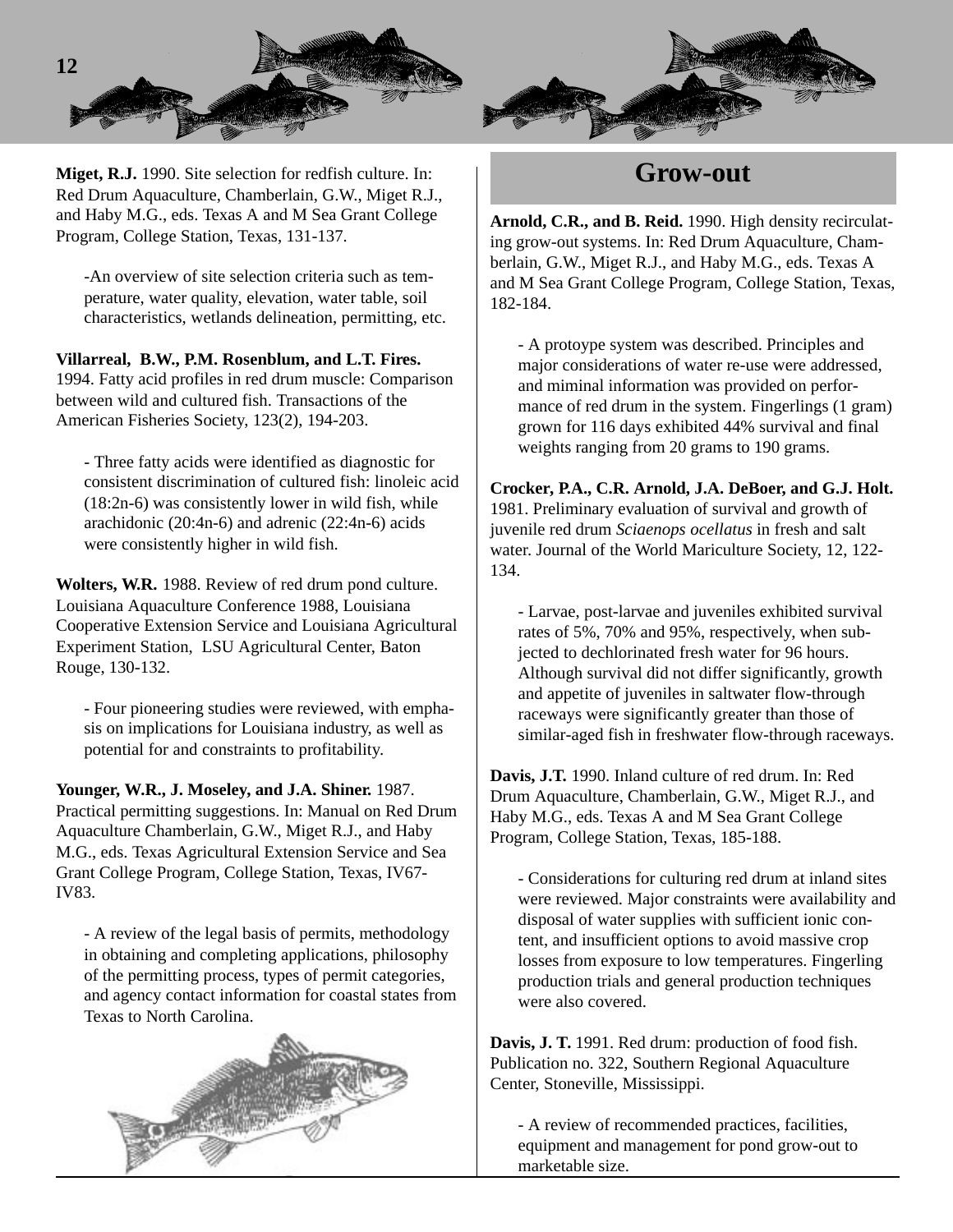**Miget, R.J.** 1990. Site selection for redfish culture. In: Red Drum Aquaculture, Chamberlain, G.W., Miget R.J., and Haby M.G., eds. Texas A and M Sea Grant College Program, College Station, Texas, 131-137.

-An overview of site selection criteria such as temperature, water quality, elevation, water table, soil characteristics, wetlands delineation, permitting, etc.

**Villarreal, B.W., P.M. Rosenblum, and L.T. Fires.** 1994. Fatty acid profiles in red drum muscle: Comparison between wild and cultured fish. Transactions of the American Fisheries Society, 123(2), 194-203.

- Three fatty acids were identified as diagnostic for consistent discrimination of cultured fish: linoleic acid (18:2n-6) was consistently lower in wild fish, while arachidonic (20:4n-6) and adrenic (22:4n-6) acids were consistently higher in wild fish.

**Wolters, W.R.** 1988. Review of red drum pond culture. Louisiana Aquaculture Conference 1988, Louisiana Cooperative Extension Service and Louisiana Agricultural Experiment Station, LSU Agricultural Center, Baton Rouge, 130-132.

- Four pioneering studies were reviewed, with emphasis on implications for Louisiana industry, as well as potential for and constraints to profitability.

**Younger, W.R., J. Moseley, and J.A. Shiner.** 1987. Practical permitting suggestions. In: Manual on Red Drum Aquaculture Chamberlain, G.W., Miget R.J., and Haby M.G., eds. Texas Agricultural Extension Service and Sea Grant College Program, College Station, Texas, IV67-IV83.

- A review of the legal basis of permits, methodology in obtaining and completing applications, philosophy of the permitting process, types of permit categories, and agency contact information for coastal states from Texas to North Carolina.

## Grow-out

**Arnold, C.R., and B. Reid.** 1990. High density recirculating grow-out systems. In: Red Drum Aquaculture, Chamberlain, G.W., Miget R.J., and Haby M.G., eds. Texas A and M Sea Grant College Program, College Station, Texas, 182-184.

- A protoype system was described. Principles and major considerations of water re-use were addressed, and miminal information was provided on performance of red drum in the system. Fingerlings (1 gram) grown for 116 days exhibited 44% survival and final weights ranging from 20 grams to 190 grams.

**Crocker, P.A., C.R. Arnold, J.A. DeBoer, and G.J. Holt.** 1981. Preliminary evaluation of survival and growth of juvenile red drum *Sciaenops ocellatus* in fresh and salt water. Journal of the World Mariculture Society, 12, 122-134.

- Larvae, post-larvae and juveniles exhibited survival rates of 5%, 70% and 95%, respectively, when subjected to dechlorinated fresh water for 96 hours. Although survival did not differ significantly, growth and appetite of juveniles in saltwater flow-through raceways were significantly greater than those of similar-aged fish in freshwater flow-through raceways.

**Davis, J.T.** 1990. Inland culture of red drum. In: Red Drum Aquaculture, Chamberlain, G.W., Miget R.J., and Haby M.G., eds. Texas A and M Sea Grant College Program, College Station, Texas, 185-188.

- Considerations for culturing red drum at inland sites were reviewed. Major constraints were availability and disposal of water supplies with sufficient ionic content, and insufficient options to avoid massive crop losses from exposure to low temperatures. Fingerling production trials and general production techniques were also covered.

**Davis, J. T.** 1991. Red drum: production of food fish. Publication no. 322, Southern Regional Aquaculture Center, Stoneville, Mississippi.

- A review of recommended practices, facilities, equipment and management for pond grow-out to marketable size.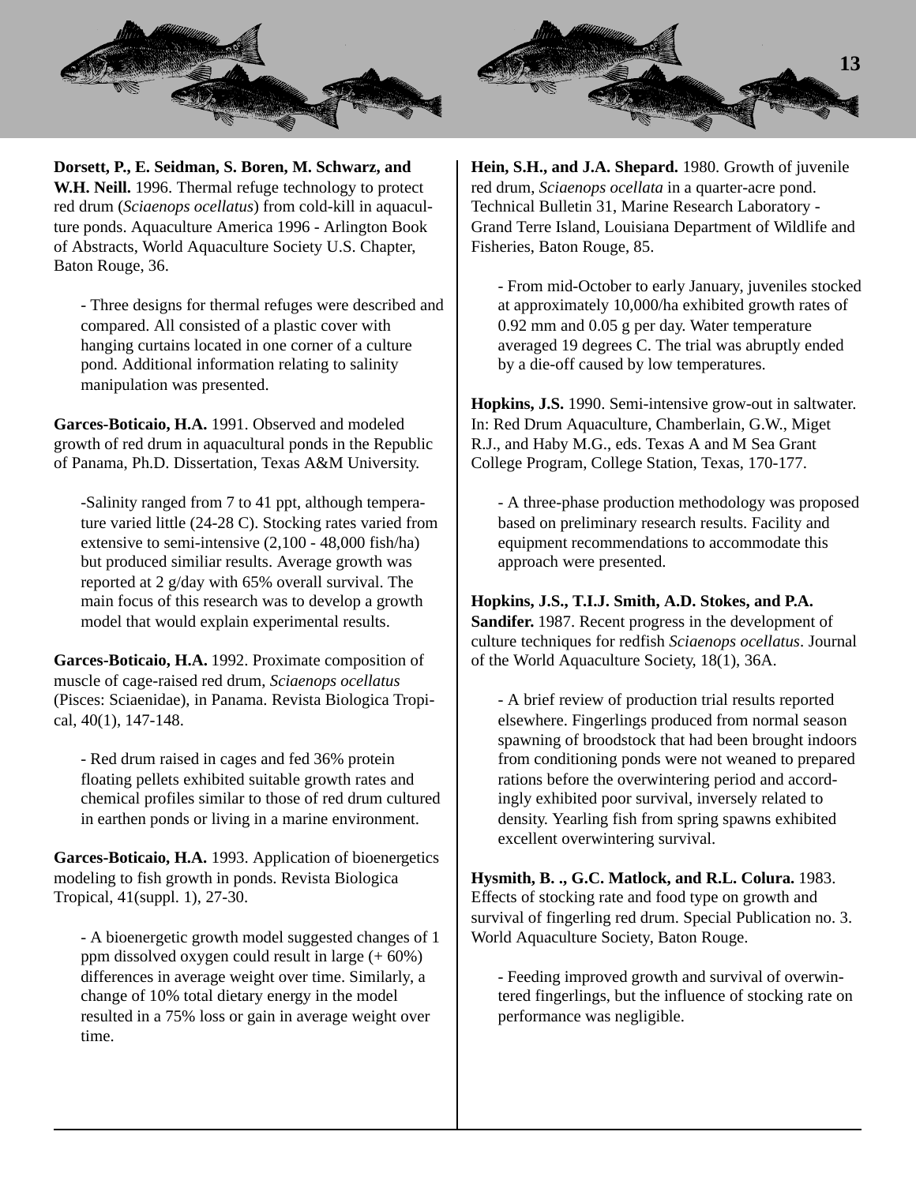**Dorsett, P., E. Seidman, S. Boren, M. Schwarz, and W.H. Neill.** 1996. Thermal refuge technology to protect red drum (*Sciaenops ocellatus*) from cold-kill in aquaculture ponds. Aquaculture America 1996 - Arlington Book of Abstracts, World Aquaculture Society U.S. Chapter, Baton Rouge, 36.

- Three designs for thermal refuges were described and compared. All consisted of a plastic cover with hanging curtains located in one corner of a culture pond. Additional information relating to salinity manipulation was presented.

**Garces-Boticaio, H.A.** 1991. Observed and modeled growth of red drum in aquacultural ponds in the Republic of Panama, Ph.D. Dissertation, Texas A&M University.

-Salinity ranged from 7 to 41 ppt, although temperature varied little (24-28 C). Stocking rates varied from extensive to semi-intensive (2,100 - 48,000 fish/ha) but produced similiar results. Average growth was reported at 2 g/day with 65% overall survival. The main focus of this research was to develop a growth model that would explain experimental results.

**Garces-Boticaio, H.A.** 1992. Proximate composition of muscle of cage-raised red drum, *Sciaenops ocellatus* (Pisces: Sciaenidae), in Panama. Revista Biologica Tropical, 40(1), 147-148.

- Red drum raised in cages and fed 36% protein floating pellets exhibited suitable growth rates and chemical profiles similar to those of red drum cultured in earthen ponds or living in a marine environment.

**Garces-Boticaio, H.A.** 1993. Application of bioenergetics modeling to fish growth in ponds. Revista Biologica Tropical, 41(suppl. 1), 27-30.

- A bioenergetic growth model suggested changes of 1 ppm dissolved oxygen could result in large (+ 60%) differences in average weight over time. Similarly, a change of 10% total dietary energy in the model resulted in a 75% loss or gain in average weight over time.

**Hein, S.H., and J.A. Shepard.** 1980. Growth of juvenile red drum, *Sciaenops ocellata* in a quarter-acre pond. Technical Bulletin 31, Marine Research Laboratory - Grand Terre Island, Louisiana Department of Wildlife and Fisheries, Baton Rouge, 85.

- From mid-October to early January, juveniles stocked at approximately 10,000/ha exhibited growth rates of 0.92 mm and 0.05 g per day. Water temperature averaged 19 degrees C. The trial was abruptly ended by a die-off caused by low temperatures.

**Hopkins, J.S.** 1990. Semi-intensive grow-out in saltwater. In: Red Drum Aquaculture, Chamberlain, G.W., Miget R.J., and Haby M.G., eds. Texas A and M Sea Grant College Program, College Station, Texas, 170-177.

- A three-phase production methodology was proposed based on preliminary research results. Facility and equipment recommendations to accommodate this approach were presented.

**Hopkins, J.S., T.I.J. Smith, A.D. Stokes, and P.A. Sandifer.** 1987. Recent progress in the development of culture techniques for redfish *Sciaenops ocellatus*. Journal of the World Aquaculture Society, 18(1), 36A.

- A brief review of production trial results reported elsewhere. Fingerlings produced from normal season spawning of broodstock that had been brought indoors from conditioning ponds were not weaned to prepared rations before the overwintering period and accordingly exhibited poor survival, inversely related to density. Yearling fish from spring spawns exhibited excellent overwintering survival.

**Hysmith, B. ., G.C. Matlock, and R.L. Colura.** 1983. Effects of stocking rate and food type on growth and survival of fingerling red drum. Special Publication no. 3. World Aquaculture Society, Baton Rouge.

- Feeding improved growth and survival of overwintered fingerlings, but the influence of stocking rate on performance was negligible.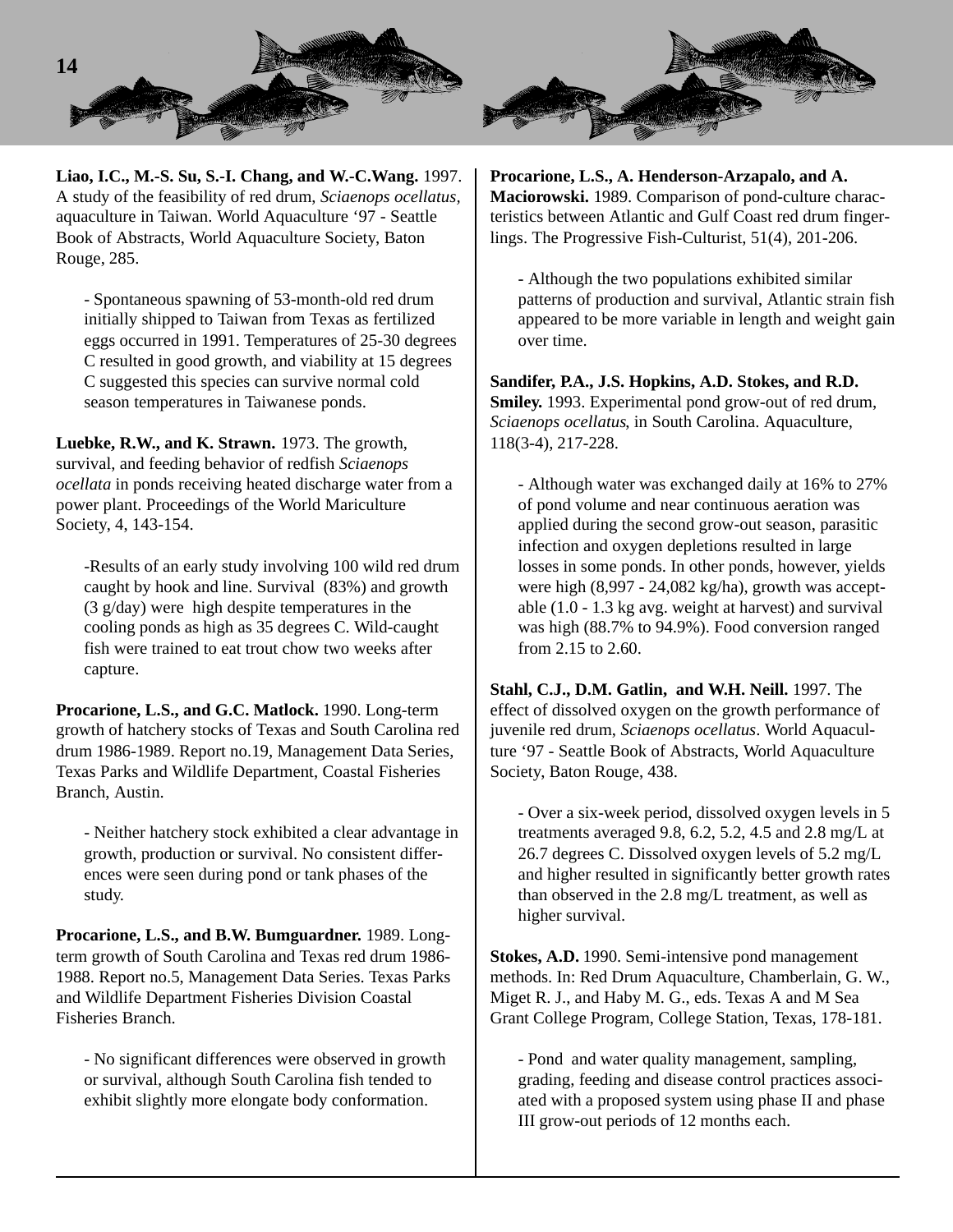**Liao, I.C., M.-S. Su, S.-I. Chang, and W.-C.Wang.** 1997. A study of the feasibility of red drum, *Sciaenops ocellatus*, aquaculture in Taiwan. World Aquaculture '97 - Seattle Book of Abstracts, World Aquaculture Society, Baton Rouge, 285.

> - Spontaneous spawning of 53-month-old red drum initially shipped to Taiwan from Texas as fertilized eggs occurred in 1991. Temperatures of 25-30 degrees C resulted in good growth, and viability at 15 degrees C suggested this species can survive normal cold season temperatures in Taiwanese ponds.

**Luebke, R.W., and K. Strawn.** 1973. The growth, survival, and feeding behavior of redfish *Sciaenops ocellata* in ponds receiving heated discharge water from a power plant. Proceedings of the World Mariculture Society, 4, 143-154.

> -Results of an early study involving 100 wild red drum caught by hook and line. Survival (83%) and growth (3 g/day) were high despite temperatures in the cooling ponds as high as 35 degrees C. Wild-caught fish were trained to eat trout chow two weeks after capture.

**Procarione, L.S., and G.C. Matlock.** 1990. Long-term growth of hatchery stocks of Texas and South Carolina red drum 1986-1989. Report no.19, Management Data Series, Texas Parks and Wildlife Department, Coastal Fisheries Branch, Austin.

> - Neither hatchery stock exhibited a clear advantage in growth, production or survival. No consistent differences were seen during pond or tank phases of the study.

**Procarione, L.S., and B.W. Bumguardner.** 1989. Long-term growth of South Carolina and Texas red drum 1986-1988. Report no.5, Management Data Series. Texas Parks and Wildlife Department Fisheries Division Coastal Fisheries Branch.

> - No significant differences were observed in growth or survival, although South Carolina fish tended to exhibit slightly more elongate body conformation.

**Procarione, L.S., A. Henderson-Arzapalo, and A. Maciorowski.** 1989. Comparison of pond-culture characteristics between Atlantic and Gulf Coast red drum fingerlings. The Progressive Fish-Culturist, 51(4), 201-206.

> - Although the two populations exhibited similar patterns of production and survival, Atlantic strain fish appeared to be more variable in length and weight gain over time.

**Sandifer, P.A., J.S. Hopkins, A.D. Stokes, and R.D. Smiley.** 1993. Experimental pond grow-out of red drum, *Sciaenops ocellatus*, in South Carolina. Aquaculture, 118(3-4), 217-228.

> - Although water was exchanged daily at 16% to 27% of pond volume and near continuous aeration was applied during the second grow-out season, parasitic infection and oxygen depletions resulted in large losses in some ponds. In other ponds, however, yields were high (8,997 - 24,082 kg/ha), growth was acceptable (1.0 - 1.3 kg avg. weight at harvest) and survival was high (88.7% to 94.9%). Food conversion ranged from 2.15 to 2.60.

**Stahl, C.J., D.M. Gatlin, and W.H. Neill.** 1997. The effect of dissolved oxygen on the growth performance of juvenile red drum, *Sciaenops ocellatus*. World Aquaculture '97 - Seattle Book of Abstracts, World Aquaculture Society, Baton Rouge, 438.

> - Over a six-week period, dissolved oxygen levels in 5 treatments averaged 9.8, 6.2, 5.2, 4.5 and 2.8 mg/L at 26.7 degrees C. Dissolved oxygen levels of 5.2 mg/L and higher resulted in significantly better growth rates than observed in the 2.8 mg/L treatment, as well as higher survival.

**Stokes, A.D.** 1990. Semi-intensive pond management methods. In: Red Drum Aquaculture, Chamberlain, G. W., Miget R. J., and Haby M. G., eds. Texas A and M Sea Grant College Program, College Station, Texas, 178-181.

> - Pond and water quality management, sampling, grading, feeding and disease control practices associated with a proposed system using phase II and phase III grow-out periods of 12 months each.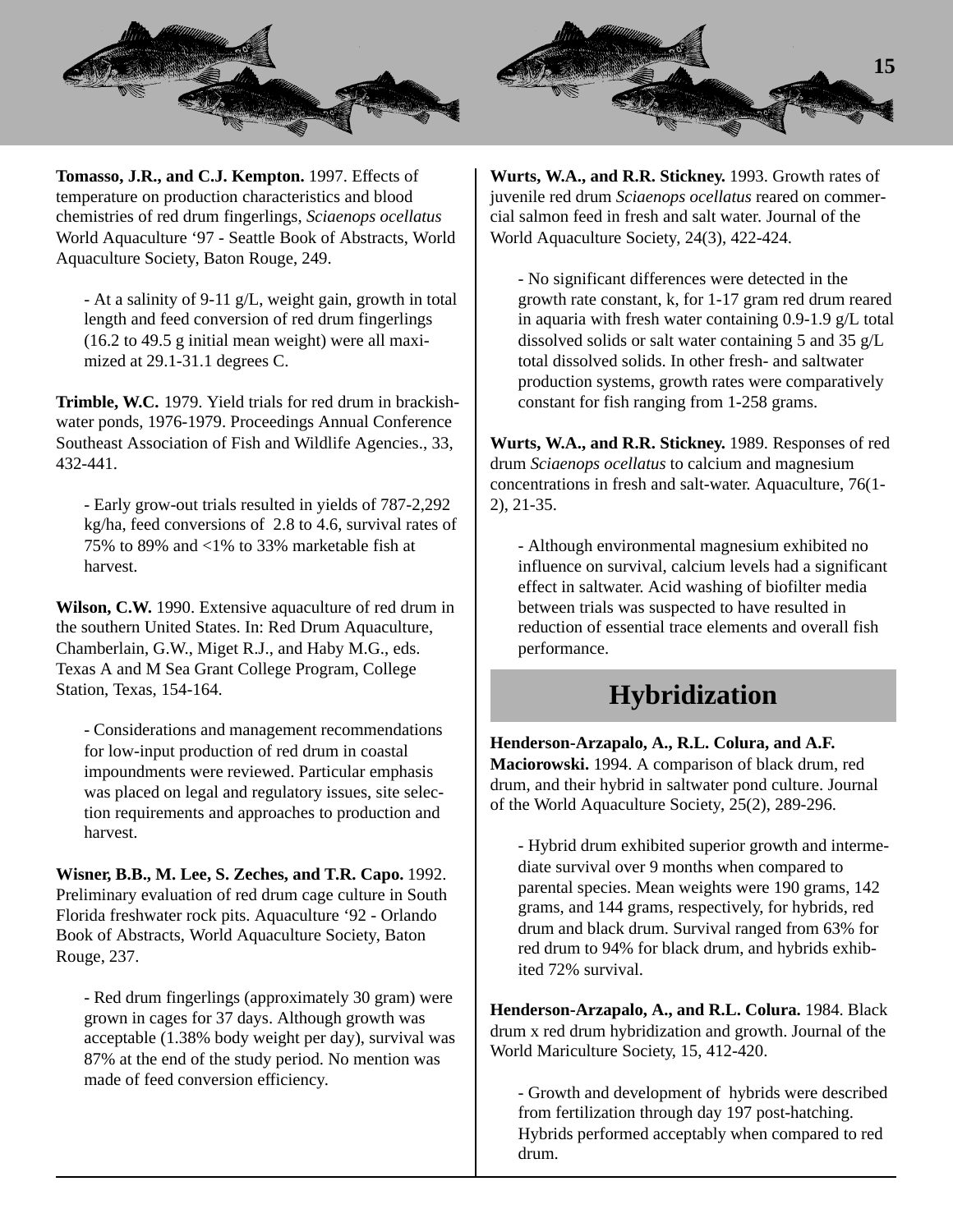**Tomasso, J.R., and C.J. Kempton.** 1997. Effects of temperature on production characteristics and blood chemistries of red drum fingerlings, *Sciaenops ocellatus* World Aquaculture '97 - Seattle Book of Abstracts, World Aquaculture Society, Baton Rouge, 249.

- At a salinity of 9-11 g/L, weight gain, growth in total length and feed conversion of red drum fingerlings (16.2 to 49.5 g initial mean weight) were all maximized at 29.1-31.1 degrees C.

**Trimble, W.C.** 1979. Yield trials for red drum in brackish-water ponds, 1976-1979. Proceedings Annual Conference Southeast Association of Fish and Wildlife Agencies., 33, 432-441.

- Early grow-out trials resulted in yields of 787-2,292 kg/ha, feed conversions of 2.8 to 4.6, survival rates of 75% to 89% and <1% to 33% marketable fish at harvest.

**Wilson, C.W.** 1990. Extensive aquaculture of red drum in the southern United States. In: Red Drum Aquaculture, Chamberlain, G.W., Miget R.J., and Haby M.G., eds. Texas A and M Sea Grant College Program, College Station, Texas, 154-164.

- Considerations and management recommendations for low-input production of red drum in coastal impoundments were reviewed. Particular emphasis was placed on legal and regulatory issues, site selection requirements and approaches to production and harvest.

**Wisner, B.B., M. Lee, S. Zeches, and T.R. Capo.** 1992. Preliminary evaluation of red drum cage culture in South Florida freshwater rock pits. Aquaculture '92 - Orlando Book of Abstracts, World Aquaculture Society, Baton Rouge, 237.

- Red drum fingerlings (approximately 30 gram) were grown in cages for 37 days. Although growth was acceptable (1.38% body weight per day), survival was 87% at the end of the study period. No mention was made of feed conversion efficiency.

**Wurts, W.A., and R.R. Stickney.** 1993. Growth rates of juvenile red drum *Sciaenops ocellatus* reared on commercial salmon feed in fresh and salt water. Journal of the World Aquaculture Society, 24(3), 422-424.

- No significant differences were detected in the growth rate constant, k, for 1-17 gram red drum reared in aquaria with fresh water containing 0.9-1.9 g/L total dissolved solids or salt water containing 5 and 35 g/L total dissolved solids. In other fresh- and saltwater production systems, growth rates were comparatively constant for fish ranging from 1-258 grams.

**Wurts, W.A., and R.R. Stickney.** 1989. Responses of red drum *Sciaenops ocellatus* to calcium and magnesium concentrations in fresh and salt-water. Aquaculture, 76(1-2), 21-35.

- Although environmental magnesium exhibited no influence on survival, calcium levels had a significant effect in saltwater. Acid washing of biofilter media between trials was suspected to have resulted in reduction of essential trace elements and overall fish performance.

## Hybridization

**Henderson-Arzapalo, A., R.L. Colura, and A.F. Maciorowski.** 1994. A comparison of black drum, red drum, and their hybrid in saltwater pond culture. Journal of the World Aquaculture Society, 25(2), 289-296.

- Hybrid drum exhibited superior growth and intermediate survival over 9 months when compared to parental species. Mean weights were 190 grams, 142 grams, and 144 grams, respectively, for hybrids, red drum and black drum. Survival ranged from 63% for red drum to 94% for black drum, and hybrids exhibited 72% survival.

**Henderson-Arzapalo, A., and R.L. Colura.** 1984. Black drum x red drum hybridization and growth. Journal of the World Mariculture Society, 15, 412-420.

- Growth and development of hybrids were described from fertilization through day 197 post-hatching. Hybrids performed acceptably when compared to red drum.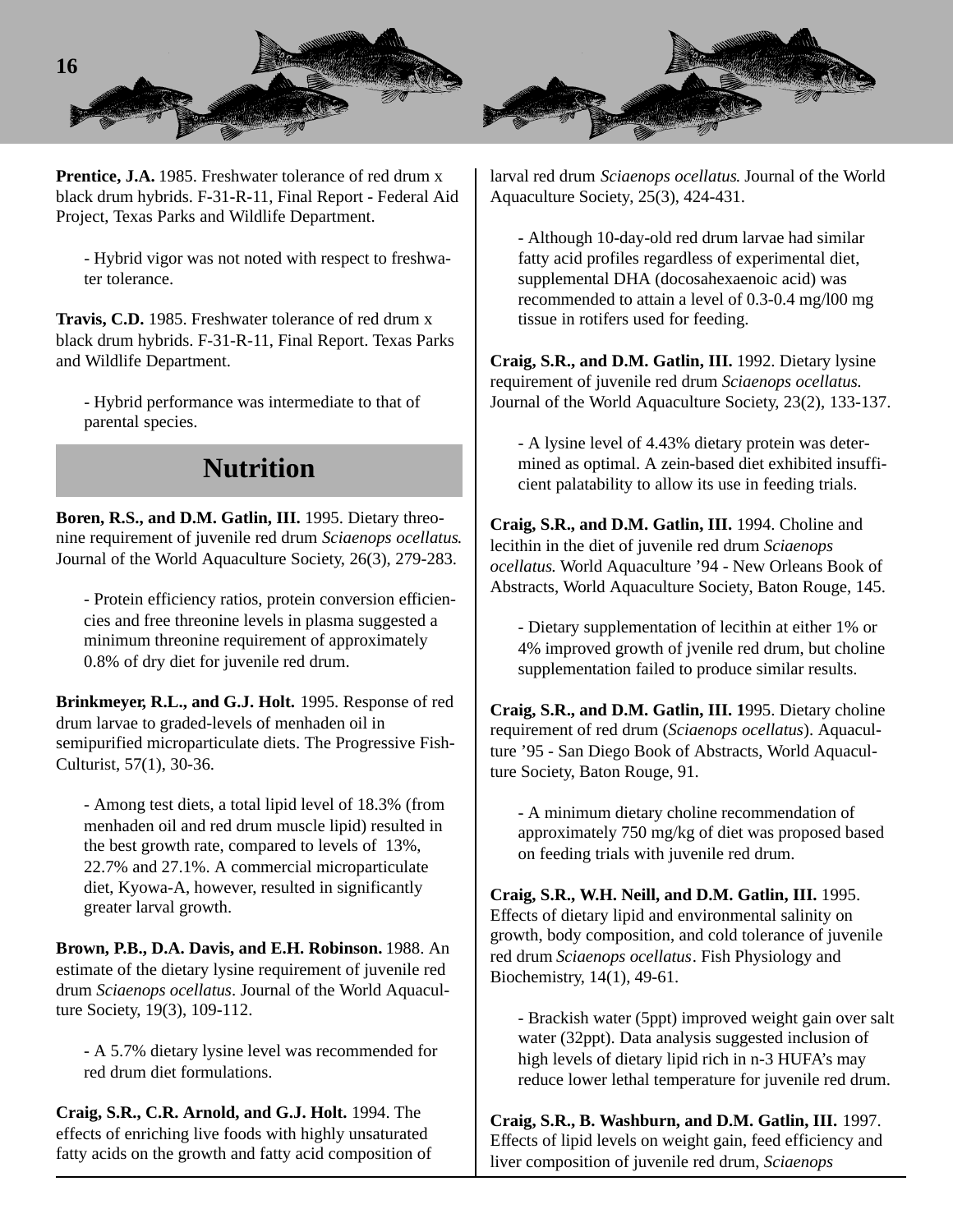**Prentice, J.A.** 1985. Freshwater tolerance of red drum x black drum hybrids. F-31-R-11, Final Report - Federal Aid Project, Texas Parks and Wildlife Department.

- Hybrid vigor was not noted with respect to freshwater tolerance.

**Travis, C.D.** 1985. Freshwater tolerance of red drum x black drum hybrids. F-31-R-11, Final Report. Texas Parks and Wildlife Department.

- Hybrid performance was intermediate to that of parental species.

## Nutrition

**Boren, R.S., and D.M. Gatlin, III.** 1995. Dietary threonine requirement of juvenile red drum *Sciaenops ocellatus*. Journal of the World Aquaculture Society, 26(3), 279-283.

- Protein efficiency ratios, protein conversion efficiencies and free threonine levels in plasma suggested a minimum threonine requirement of approximately 0.8% of dry diet for juvenile red drum.

**Brinkmeyer, R.L., and G.J. Holt.** 1995. Response of red drum larvae to graded-levels of menhaden oil in semipurified microparticulate diets. The Progressive Fish-Culturist, 57(1), 30-36.

- Among test diets, a total lipid level of 18.3% (from menhaden oil and red drum muscle lipid) resulted in the best growth rate, compared to levels of 13%, 22.7% and 27.1%. A commercial microparticulate diet, Kyowa-A, however, resulted in significantly greater larval growth.

**Brown, P.B., D.A. Davis, and E.H. Robinson.** 1988. An estimate of the dietary lysine requirement of juvenile red drum *Sciaenops ocellatus*. Journal of the World Aquaculture Society, 19(3), 109-112.

- A 5.7% dietary lysine level was recommended for red drum diet formulations.

**Craig, S.R., C.R. Arnold, and G.J. Holt.** 1994. The effects of enriching live foods with highly unsaturated fatty acids on the growth and fatty acid composition of larval red drum *Sciaenops ocellatus*. Journal of the World Aquaculture Society, 25(3), 424-431.

- Although 10-day-old red drum larvae had similar fatty acid profiles regardless of experimental diet, supplemental DHA (docosahexaenoic acid) was recommended to attain a level of 0.3-0.4 mg/l00 mg tissue in rotifers used for feeding.

**Craig, S.R., and D.M. Gatlin, III.** 1992. Dietary lysine requirement of juvenile red drum *Sciaenops ocellatus.* Journal of the World Aquaculture Society, 23(2), 133-137.

- A lysine level of 4.43% dietary protein was determined as optimal. A zein-based diet exhibited insufficient palatability to allow its use in feeding trials.

**Craig, S.R., and D.M. Gatlin, III.** 1994. Choline and lecithin in the diet of juvenile red drum *Sciaenops ocellatus.* World Aquaculture '94 - New Orleans Book of Abstracts, World Aquaculture Society, Baton Rouge, 145.

- Dietary supplementation of lecithin at either 1% or 4% improved growth of jvenile red drum, but choline supplementation failed to produce similar results.

**Craig, S.R., and D.M. Gatlin, III. 1**995. Dietary choline requirement of red drum (*Sciaenops ocellatus*). Aquaculture '95 - San Diego Book of Abstracts, World Aquaculture Society, Baton Rouge, 91.

- A minimum dietary choline recommendation of approximately 750 mg/kg of diet was proposed based on feeding trials with juvenile red drum.

**Craig, S.R., W.H. Neill, and D.M. Gatlin, III.** 1995. Effects of dietary lipid and environmental salinity on growth, body composition, and cold tolerance of juvenile red drum *Sciaenops ocellatus*. Fish Physiology and Biochemistry, 14(1), 49-61.

- Brackish water (5ppt) improved weight gain over salt water (32ppt). Data analysis suggested inclusion of high levels of dietary lipid rich in n-3 HUFA's may reduce lower lethal temperature for juvenile red drum.

**Craig, S.R., B. Washburn, and D.M. Gatlin, III.** 1997. Effects of lipid levels on weight gain, feed efficiency and liver composition of juvenile red drum, *Sciaenops*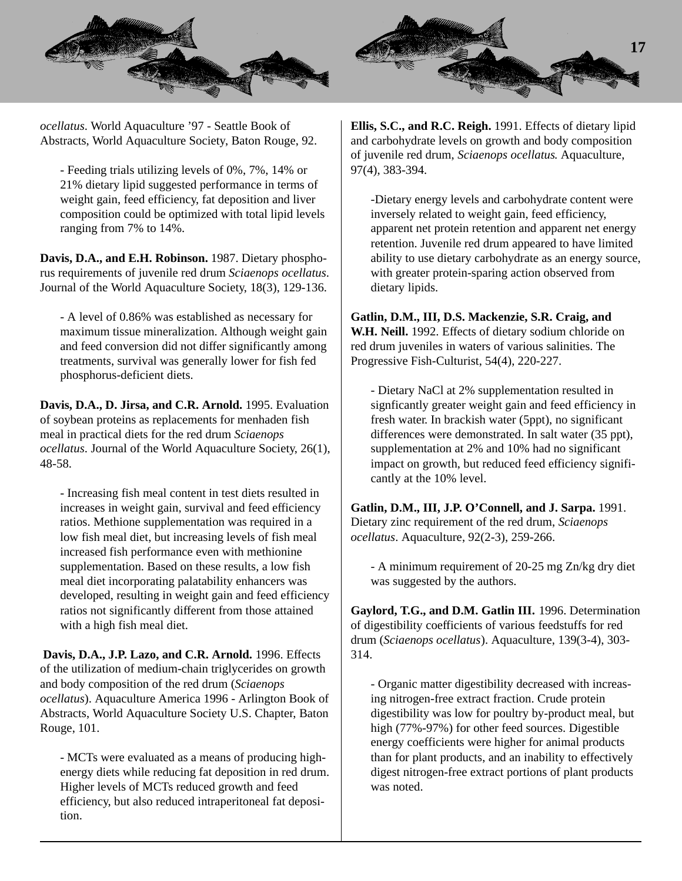*ocellatus*. World Aquaculture '97 - Seattle Book of Abstracts, World Aquaculture Society, Baton Rouge, 92.

- Feeding trials utilizing levels of 0%, 7%, 14% or 21% dietary lipid suggested performance in terms of weight gain, feed efficiency, fat deposition and liver composition could be optimized with total lipid levels ranging from 7% to 14%.

**Davis, D.A., and E.H. Robinson.** 1987. Dietary phosphorus requirements of juvenile red drum *Sciaenops ocellatus*. Journal of the World Aquaculture Society, 18(3), 129-136.

- A level of 0.86% was established as necessary for maximum tissue mineralization. Although weight gain and feed conversion did not differ significantly among treatments, survival was generally lower for fish fed phosphorus-deficient diets.

**Davis, D.A., D. Jirsa, and C.R. Arnold.** 1995. Evaluation of soybean proteins as replacements for menhaden fish meal in practical diets for the red drum *Sciaenops ocellatus*. Journal of the World Aquaculture Society, 26(1), 48-58.

- Increasing fish meal content in test diets resulted in increases in weight gain, survival and feed efficiency ratios. Methione supplementation was required in a low fish meal diet, but increasing levels of fish meal increased fish performance even with methionine supplementation. Based on these results, a low fish meal diet incorporating palatability enhancers was developed, resulting in weight gain and feed efficiency ratios not significantly different from those attained with a high fish meal diet.

**Davis, D.A., J.P. Lazo, and C.R. Arnold.** 1996. Effects of the utilization of medium-chain triglycerides on growth and body composition of the red drum (*Sciaenops ocellatus*). Aquaculture America 1996 - Arlington Book of Abstracts, World Aquaculture Society U.S. Chapter, Baton Rouge, 101.

- MCTs were evaluated as a means of producing high-energy diets while reducing fat deposition in red drum. Higher levels of MCTs reduced growth and feed efficiency, but also reduced intraperitoneal fat deposition.

**Ellis, S.C., and R.C. Reigh.** 1991. Effects of dietary lipid and carbohydrate levels on growth and body composition of juvenile red drum, *Sciaenops ocellatus*. Aquaculture, 97(4), 383-394.

-Dietary energy levels and carbohydrate content were inversely related to weight gain, feed efficiency, apparent net protein retention and apparent net energy retention. Juvenile red drum appeared to have limited ability to use dietary carbohydrate as an energy source, with greater protein-sparing action observed from dietary lipids.

**Gatlin, D.M., III, D.S. Mackenzie, S.R. Craig, and W.H. Neill.** 1992. Effects of dietary sodium chloride on red drum juveniles in waters of various salinities. The Progressive Fish-Culturist, 54(4), 220-227.

- Dietary NaCl at 2% supplementation resulted in signficantly greater weight gain and feed efficiency in fresh water. In brackish water (5ppt), no significant differences were demonstrated. In salt water (35 ppt), supplementation at 2% and 10% had no significant impact on growth, but reduced feed efficiency significantly at the 10% level.

**Gatlin, D.M., III, J.P. O'Connell, and J. Sarpa.** 1991. Dietary zinc requirement of the red drum, *Sciaenops ocellatus*. Aquaculture, 92(2-3), 259-266.

- A minimum requirement of 20-25 mg Zn/kg dry diet was suggested by the authors.

**Gaylord, T.G., and D.M. Gatlin III.** 1996. Determination of digestibility coefficients of various feedstuffs for red drum (*Sciaenops ocellatus*). Aquaculture, 139(3-4), 303-314.

- Organic matter digestibility decreased with increasing nitrogen-free extract fraction. Crude protein digestibility was low for poultry by-product meal, but high (77%-97%) for other feed sources. Digestible energy coefficients were higher for animal products than for plant products, and an inability to effectively digest nitrogen-free extract portions of plant products was noted.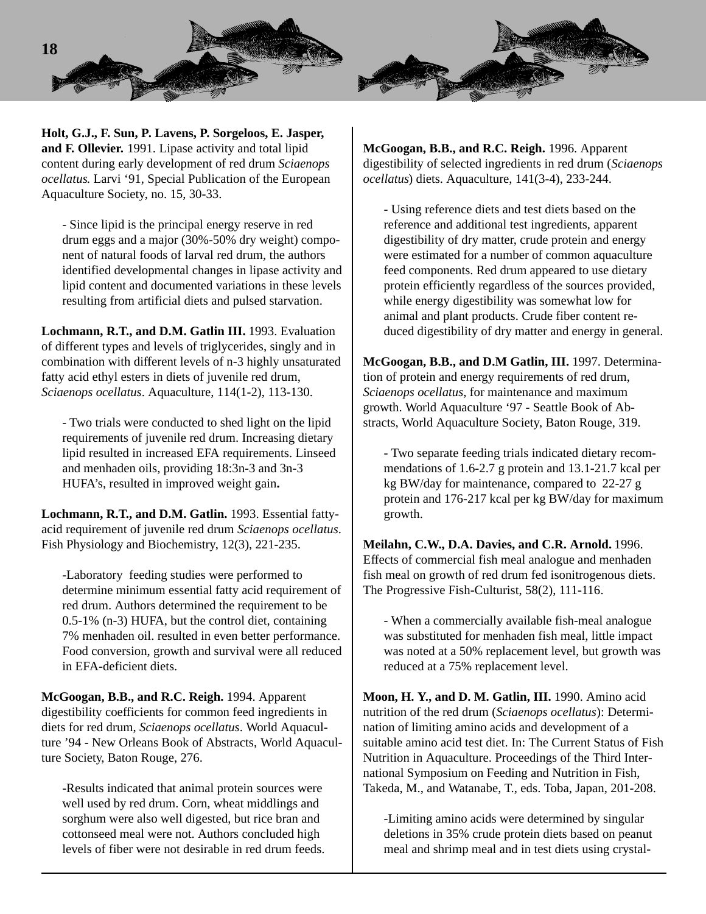**Holt, G.J., F. Sun, P. Lavens, P. Sorgeloos, E. Jasper, and F. Ollevier.** 1991. Lipase activity and total lipid content during early development of red drum *Sciaenops ocellatus*. Larvi '91, Special Publication of the European Aquaculture Society, no. 15, 30-33.

- Since lipid is the principal energy reserve in red drum eggs and a major (30%-50% dry weight) component of natural foods of larval red drum, the authors identified developmental changes in lipase activity and lipid content and documented variations in these levels resulting from artificial diets and pulsed starvation.

**Lochmann, R.T., and D.M. Gatlin III.** 1993. Evaluation of different types and levels of triglycerides, singly and in combination with different levels of n-3 highly unsaturated fatty acid ethyl esters in diets of juvenile red drum, *Sciaenops ocellatus*. Aquaculture, 114(1-2), 113-130.

- Two trials were conducted to shed light on the lipid requirements of juvenile red drum. Increasing dietary lipid resulted in increased EFA requirements. Linseed and menhaden oils, providing 18:3n-3 and 3n-3 HUFA's, resulted in improved weight gain**.**

**Lochmann, R.T., and D.M. Gatlin.** 1993. Essential fatty-acid requirement of juvenile red drum *Sciaenops ocellatus*. Fish Physiology and Biochemistry, 12(3), 221-235.

-Laboratory feeding studies were performed to determine minimum essential fatty acid requirement of red drum. Authors determined the requirement to be 0.5-1% (n-3) HUFA, but the control diet, containing 7% menhaden oil. resulted in even better performance. Food conversion, growth and survival were all reduced in EFA-deficient diets.

**McGoogan, B.B., and R.C. Reigh.** 1994. Apparent digestibility coefficients for common feed ingredients in diets for red drum, *Sciaenops ocellatus*. World Aquaculture '94 - New Orleans Book of Abstracts, World Aquaculture Society, Baton Rouge, 276.

-Results indicated that animal protein sources were well used by red drum. Corn, wheat middlings and sorghum were also well digested, but rice bran and cottonseed meal were not. Authors concluded high levels of fiber were not desirable in red drum feeds.

**McGoogan, B.B., and R.C. Reigh.** 1996. Apparent digestibility of selected ingredients in red drum (*Sciaenops ocellatus*) diets. Aquaculture, 141(3-4), 233-244.

- Using reference diets and test diets based on the reference and additional test ingredients, apparent digestibility of dry matter, crude protein and energy were estimated for a number of common aquaculture feed components. Red drum appeared to use dietary protein efficiently regardless of the sources provided, while energy digestibility was somewhat low for animal and plant products. Crude fiber content reduced digestibility of dry matter and energy in general.

**McGoogan, B.B., and D.M Gatlin, III.** 1997. Determination of protein and energy requirements of red drum, *Sciaenops ocellatus*, for maintenance and maximum growth. World Aquaculture '97 - Seattle Book of Abstracts, World Aquaculture Society, Baton Rouge, 319.

- Two separate feeding trials indicated dietary recommendations of 1.6-2.7 g protein and 13.1-21.7 kcal per kg BW/day for maintenance, compared to 22-27 g protein and 176-217 kcal per kg BW/day for maximum growth.

**Meilahn, C.W., D.A. Davies, and C.R. Arnold.** 1996. Effects of commercial fish meal analogue and menhaden fish meal on growth of red drum fed isonitrogenous diets. The Progressive Fish-Culturist, 58(2), 111-116.

- When a commercially available fish-meal analogue was substituted for menhaden fish meal, little impact was noted at a 50% replacement level, but growth was reduced at a 75% replacement level.

**Moon, H. Y., and D. M. Gatlin, III.** 1990. Amino acid nutrition of the red drum (*Sciaenops ocellatus*): Determination of limiting amino acids and development of a suitable amino acid test diet. In: The Current Status of Fish Nutrition in Aquaculture. Proceedings of the Third International Symposium on Feeding and Nutrition in Fish, Takeda, M., and Watanabe, T., eds. Toba, Japan, 201-208.

-Limiting amino acids were determined by singular deletions in 35% crude protein diets based on peanut meal and shrimp meal and in test diets using crystal-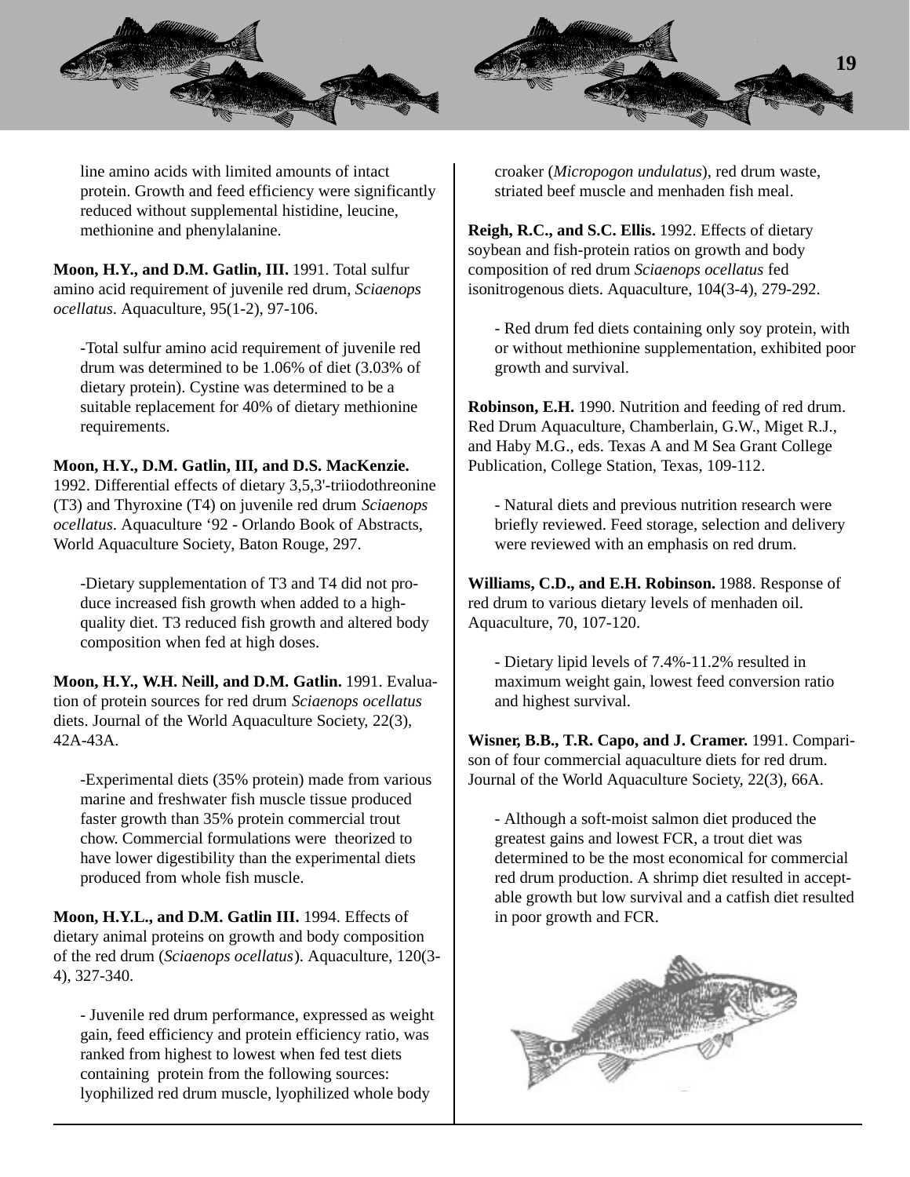line amino acids with limited amounts of intact protein. Growth and feed efficiency were significantly reduced without supplemental histidine, leucine, methionine and phenylalanine.

**Moon, H.Y., and D.M. Gatlin, III.** 1991. Total sulfur amino acid requirement of juvenile red drum, *Sciaenops ocellatus*. Aquaculture, 95(1-2), 97-106.

> -Total sulfur amino acid requirement of juvenile red drum was determined to be 1.06% of diet (3.03% of dietary protein). Cystine was determined to be a suitable replacement for 40% of dietary methionine requirements.

**Moon, H.Y., D.M. Gatlin, III, and D.S. MacKenzie.** 1992. Differential effects of dietary 3,5,3'-triiodothreonine (T3) and Thyroxine (T4) on juvenile red drum *Sciaenops ocellatus*. Aquaculture '92 - Orlando Book of Abstracts, World Aquaculture Society, Baton Rouge, 297.

> -Dietary supplementation of T3 and T4 did not produce increased fish growth when added to a high-quality diet. T3 reduced fish growth and altered body composition when fed at high doses.

**Moon, H.Y., W.H. Neill, and D.M. Gatlin.** 1991. Evaluation of protein sources for red drum *Sciaenops ocellatus* diets. Journal of the World Aquaculture Society, 22(3), 42A-43A.

> -Experimental diets (35% protein) made from various marine and freshwater fish muscle tissue produced faster growth than 35% protein commercial trout chow. Commercial formulations were theorized to have lower digestibility than the experimental diets produced from whole fish muscle.

**Moon, H.Y.L., and D.M. Gatlin III.** 1994. Effects of dietary animal proteins on growth and body composition of the red drum (*Sciaenops ocellatus*). Aquaculture, 120(3-4), 327-340.

> - Juvenile red drum performance, expressed as weight gain, feed efficiency and protein efficiency ratio, was ranked from highest to lowest when fed test diets containing protein from the following sources: lyophilized red drum muscle, lyophilized whole body croaker (*Micropogon undulatus*), red drum waste, striated beef muscle and menhaden fish meal.

**Reigh, R.C., and S.C. Ellis.** 1992. Effects of dietary soybean and fish-protein ratios on growth and body composition of red drum *Sciaenops ocellatus* fed isonitrogenous diets. Aquaculture, 104(3-4), 279-292.

> - Red drum fed diets containing only soy protein, with or without methionine supplementation, exhibited poor growth and survival.

**Robinson, E.H.** 1990. Nutrition and feeding of red drum. Red Drum Aquaculture, Chamberlain, G.W., Miget R.J., and Haby M.G., eds. Texas A and M Sea Grant College Publication, College Station, Texas, 109-112.

> - Natural diets and previous nutrition research were briefly reviewed. Feed storage, selection and delivery were reviewed with an emphasis on red drum.

**Williams, C.D., and E.H. Robinson.** 1988. Response of red drum to various dietary levels of menhaden oil. Aquaculture, 70, 107-120.

> - Dietary lipid levels of 7.4%-11.2% resulted in maximum weight gain, lowest feed conversion ratio and highest survival.

**Wisner, B.B., T.R. Capo, and J. Cramer.** 1991. Comparison of four commercial aquaculture diets for red drum. Journal of the World Aquaculture Society, 22(3), 66A.

> - Although a soft-moist salmon diet produced the greatest gains and lowest FCR, a trout diet was determined to be the most economical for commercial red drum production. A shrimp diet resulted in acceptable growth but low survival and a catfish diet resulted in poor growth and FCR.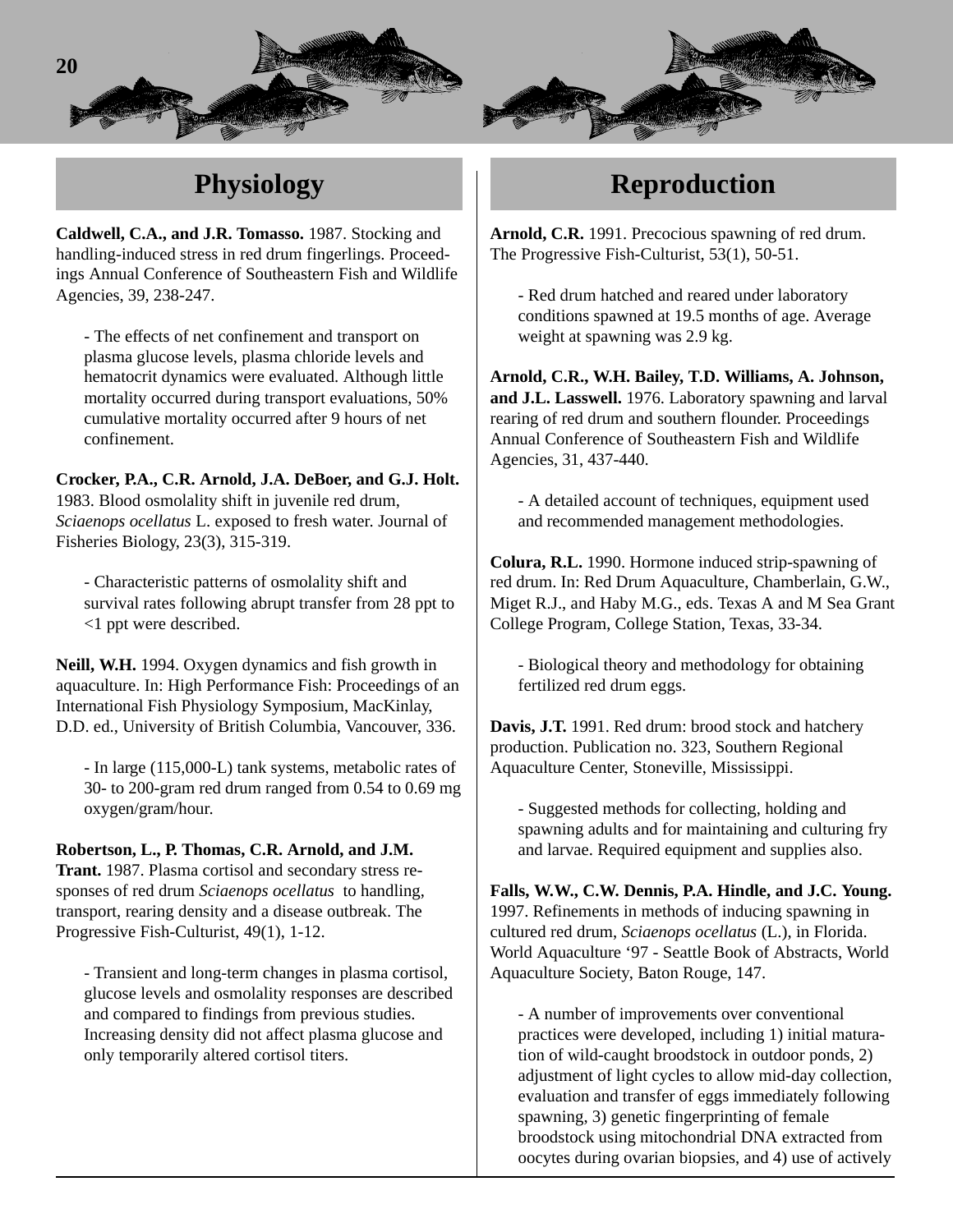## Physiology

**Caldwell, C.A., and J.R. Tomasso.** 1987. Stocking and handling-induced stress in red drum fingerlings. Proceedings Annual Conference of Southeastern Fish and Wildlife Agencies, 39, 238-247.

- The effects of net confinement and transport on plasma glucose levels, plasma chloride levels and hematocrit dynamics were evaluated. Although little mortality occurred during transport evaluations, 50% cumulative mortality occurred after 9 hours of net confinement.

**Crocker, P.A., C.R. Arnold, J.A. DeBoer, and G.J. Holt.** 1983. Blood osmolality shift in juvenile red drum, *Sciaenops ocellatus* L. exposed to fresh water. Journal of Fisheries Biology, 23(3), 315-319.

- Characteristic patterns of osmolality shift and survival rates following abrupt transfer from 28 ppt to <1 ppt were described.

**Neill, W.H.** 1994. Oxygen dynamics and fish growth in aquaculture. In: High Performance Fish: Proceedings of an International Fish Physiology Symposium, MacKinlay, D.D. ed., University of British Columbia, Vancouver, 336.

- In large (115,000-L) tank systems, metabolic rates of 30- to 200-gram red drum ranged from 0.54 to 0.69 mg oxygen/gram/hour.

**Robertson, L., P. Thomas, C.R. Arnold, and J.M. Trant.** 1987. Plasma cortisol and secondary stress responses of red drum *Sciaenops ocellatus* to handling, transport, rearing density and a disease outbreak. The Progressive Fish-Culturist, 49(1), 1-12.

- Transient and long-term changes in plasma cortisol, glucose levels and osmolality responses are described and compared to findings from previous studies. Increasing density did not affect plasma glucose and only temporarily altered cortisol titers.

## Reproduction

**Arnold, C.R.** 1991. Precocious spawning of red drum. The Progressive Fish-Culturist, 53(1), 50-51.

- Red drum hatched and reared under laboratory conditions spawned at 19.5 months of age. Average weight at spawning was 2.9 kg.

**Arnold, C.R., W.H. Bailey, T.D. Williams, A. Johnson, and J.L. Lasswell.** 1976. Laboratory spawning and larval rearing of red drum and southern flounder. Proceedings Annual Conference of Southeastern Fish and Wildlife Agencies, 31, 437-440.

- A detailed account of techniques, equipment used and recommended management methodologies.

**Colura, R.L.** 1990. Hormone induced strip-spawning of red drum. In: Red Drum Aquaculture, Chamberlain, G.W., Miget R.J., and Haby M.G., eds. Texas A and M Sea Grant College Program, College Station, Texas, 33-34.

- Biological theory and methodology for obtaining fertilized red drum eggs.

**Davis, J.T.** 1991. Red drum: brood stock and hatchery production. Publication no. 323, Southern Regional Aquaculture Center, Stoneville, Mississippi.

- Suggested methods for collecting, holding and spawning adults and for maintaining and culturing fry and larvae. Required equipment and supplies also.

**Falls, W.W., C.W. Dennis, P.A. Hindle, and J.C. Young.** 1997. Refinements in methods of inducing spawning in cultured red drum, *Sciaenops ocellatus* (L.), in Florida. World Aquaculture '97 - Seattle Book of Abstracts, World Aquaculture Society, Baton Rouge, 147.

- A number of improvements over conventional practices were developed, including 1) initial maturation of wild-caught broodstock in outdoor ponds, 2) adjustment of light cycles to allow mid-day collection, evaluation and transfer of eggs immediately following spawning, 3) genetic fingerprinting of female broodstock using mitochondrial DNA extracted from oocytes during ovarian biopsies, and 4) use of actively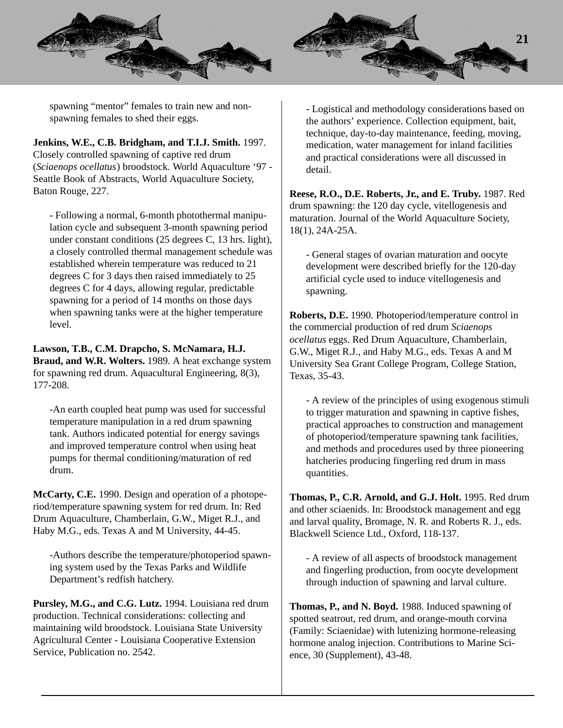spawning “mentor” females to train new and non-spawning females to shed their eggs.

**Jenkins, W.E., C.B. Bridgham, and T.I.J. Smith.** 1997. Closely controlled spawning of captive red drum (*Sciaenops ocellatus*) broodstock. World Aquaculture ‘97 - Seattle Book of Abstracts, World Aquaculture Society, Baton Rouge, 227.

- Following a normal, 6-month photothermal manipulation cycle and subsequent 3-month spawning period under constant conditions (25 degrees C, 13 hrs. light), a closely controlled thermal management schedule was established wherein temperature was reduced to 21 degrees C for 3 days then raised immediately to 25 degrees C for 4 days, allowing regular, predictable spawning for a period of 14 months on those days when spawning tanks were at the higher temperature level.

**Lawson, T.B., C.M. Drapcho, S. McNamara, H.J. Braud, and W.R. Wolters.** 1989. A heat exchange system for spawning red drum. Aquacultural Engineering, 8(3), 177-208.

-An earth coupled heat pump was used for successful temperature manipulation in a red drum spawning tank. Authors indicated potential for energy savings and improved temperature control when using heat pumps for thermal conditioning/maturation of red drum.

**McCarty, C.E.** 1990. Design and operation of a photoperiod/temperature spawning system for red drum. In: Red Drum Aquaculture, Chamberlain, G.W., Miget R.J., and Haby M.G., eds. Texas A and M University, 44-45.

-Authors describe the temperature/photoperiod spawning system used by the Texas Parks and Wildlife Department’s redfish hatchery.

**Pursley, M.G., and C.G. Lutz.** 1994. Louisiana red drum production. Technical considerations: collecting and maintaining wild broodstock. Louisiana State University Agricultural Center - Louisiana Cooperative Extension Service, Publication no. 2542.

- Logistical and methodology considerations based on the authors’ experience. Collection equipment, bait, technique, day-to-day maintenance, feeding, moving, medication, water management for inland facilities and practical considerations were all discussed in detail.

**Reese, R.O., D.E. Roberts, Jr., and E. Truby.** 1987. Red drum spawning: the 120 day cycle, vitellogenesis and maturation. Journal of the World Aquaculture Society, 18(1), 24A-25A.

- General stages of ovarian maturation and oocyte development were described briefly for the 120-day artificial cycle used to induce vitellogenesis and spawning.

**Roberts, D.E.** 1990. Photoperiod/temperature control in the commercial production of red drum *Sciaenops ocellatus* eggs. Red Drum Aquaculture, Chamberlain, G.W., Miget R.J., and Haby M.G., eds. Texas A and M University Sea Grant College Program, College Station, Texas, 35-43.

- A review of the principles of using exogenous stimuli to trigger maturation and spawning in captive fishes, practical approaches to construction and management of photoperiod/temperature spawning tank facilities, and methods and procedures used by three pioneering hatcheries producing fingerling red drum in mass quantities.

**Thomas, P., C.R. Arnold, and G.J. Holt.** 1995. Red drum and other sciaenids. In: Broodstock management and egg and larval quality, Bromage, N. R. and Roberts R. J., eds. Blackwell Science Ltd., Oxford, 118-137.

- A review of all aspects of broodstock management and fingerling production, from oocyte development through induction of spawning and larval culture.

**Thomas, P., and N. Boyd.** 1988. Induced spawning of spotted seatrout, red drum, and orange-mouth corvina (Family: Sciaenidae) with lutenizing hormone-releasing hormone analog injection. Contributions to Marine Science, 30 (Supplement), 43-48.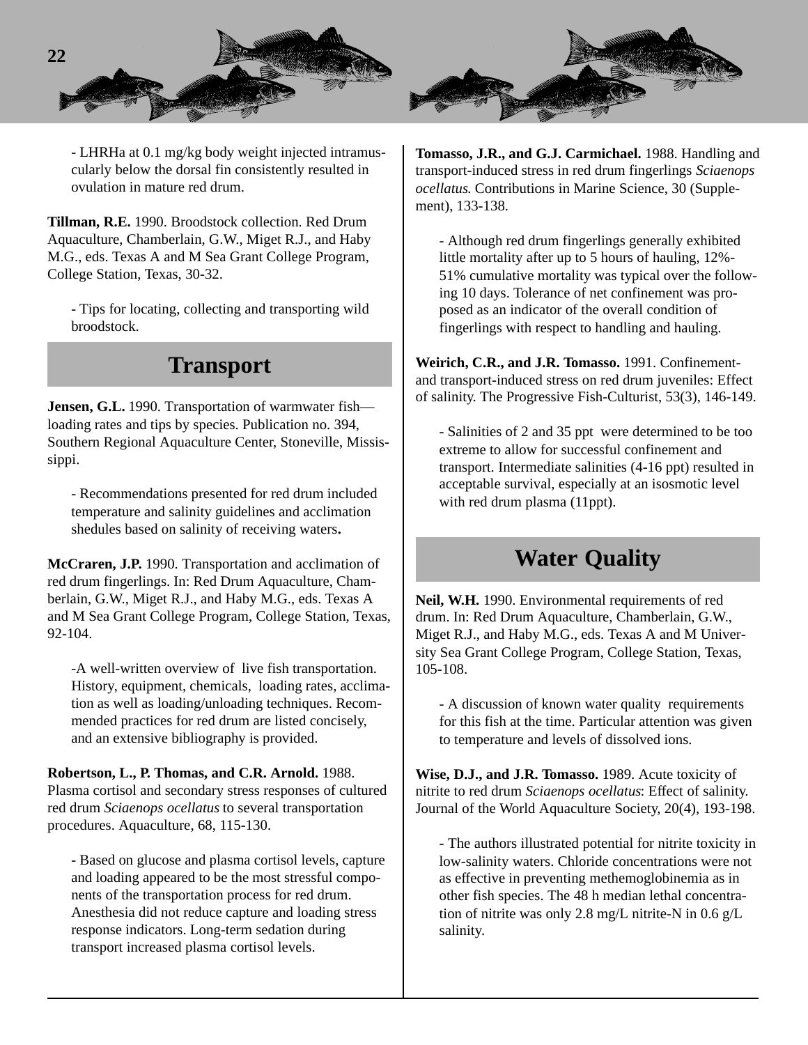- LHRHa at 0.1 mg/kg body weight injected intramuscularly below the dorsal fin consistently resulted in ovulation in mature red drum.

**Tillman, R.E.** 1990. Broodstock collection. Red Drum Aquaculture, Chamberlain, G.W., Miget R.J., and Haby M.G., eds. Texas A and M Sea Grant College Program, College Station, Texas, 30-32.

- Tips for locating, collecting and transporting wild broodstock.

## Transport

**Jensen, G.L.** 1990. Transportation of warmwater fish—loading rates and tips by species. Publication no. 394, Southern Regional Aquaculture Center, Stoneville, Mississippi.

- Recommendations presented for red drum included temperature and salinity guidelines and acclimation shedules based on salinity of receiving waters**.**

**McCraren, J.P.** 1990. Transportation and acclimation of red drum fingerlings. In: Red Drum Aquaculture, Chamberlain, G.W., Miget R.J., and Haby M.G., eds. Texas A and M Sea Grant College Program, College Station, Texas, 92-104.

-A well-written overview of live fish transportation. History, equipment, chemicals, loading rates, acclimation as well as loading/unloading techniques. Recommended practices for red drum are listed concisely, and an extensive bibliography is provided.

**Robertson, L., P. Thomas, and C.R. Arnold.** 1988. Plasma cortisol and secondary stress responses of cultured red drum *Sciaenops ocellatus* to several transportation procedures. Aquaculture, 68, 115-130.

- Based on glucose and plasma cortisol levels, capture and loading appeared to be the most stressful components of the transportation process for red drum. Anesthesia did not reduce capture and loading stress response indicators. Long-term sedation during transport increased plasma cortisol levels.

**Tomasso, J.R., and G.J. Carmichael.** 1988. Handling and transport-induced stress in red drum fingerlings *Sciaenops ocellatus.* Contributions in Marine Science, 30 (Supplement), 133-138.

- Although red drum fingerlings generally exhibited little mortality after up to 5 hours of hauling, 12%-51% cumulative mortality was typical over the following 10 days. Tolerance of net confinement was proposed as an indicator of the overall condition of fingerlings with respect to handling and hauling.

**Weirich, C.R., and J.R. Tomasso.** 1991. Confinement- and transport-induced stress on red drum juveniles: Effect of salinity. The Progressive Fish-Culturist, 53(3), 146-149.

- Salinities of 2 and 35 ppt were determined to be too extreme to allow for successful confinement and transport. Intermediate salinities (4-16 ppt) resulted in acceptable survival, especially at an isosmotic level with red drum plasma (11ppt).

## Water Quality

**Neil, W.H.** 1990. Environmental requirements of red drum. In: Red Drum Aquaculture, Chamberlain, G.W., Miget R.J., and Haby M.G., eds. Texas A and M University Sea Grant College Program, College Station, Texas, 105-108.

- A discussion of known water quality requirements for this fish at the time. Particular attention was given to temperature and levels of dissolved ions.

**Wise, D.J., and J.R. Tomasso.** 1989. Acute toxicity of nitrite to red drum *Sciaenops ocellatus*: Effect of salinity. Journal of the World Aquaculture Society, 20(4), 193-198.

- The authors illustrated potential for nitrite toxicity in low-salinity waters. Chloride concentrations were not as effective in preventing methemoglobinemia as in other fish species. The 48 h median lethal concentration of nitrite was only 2.8 mg/L nitrite-N in 0.6 g/L salinity.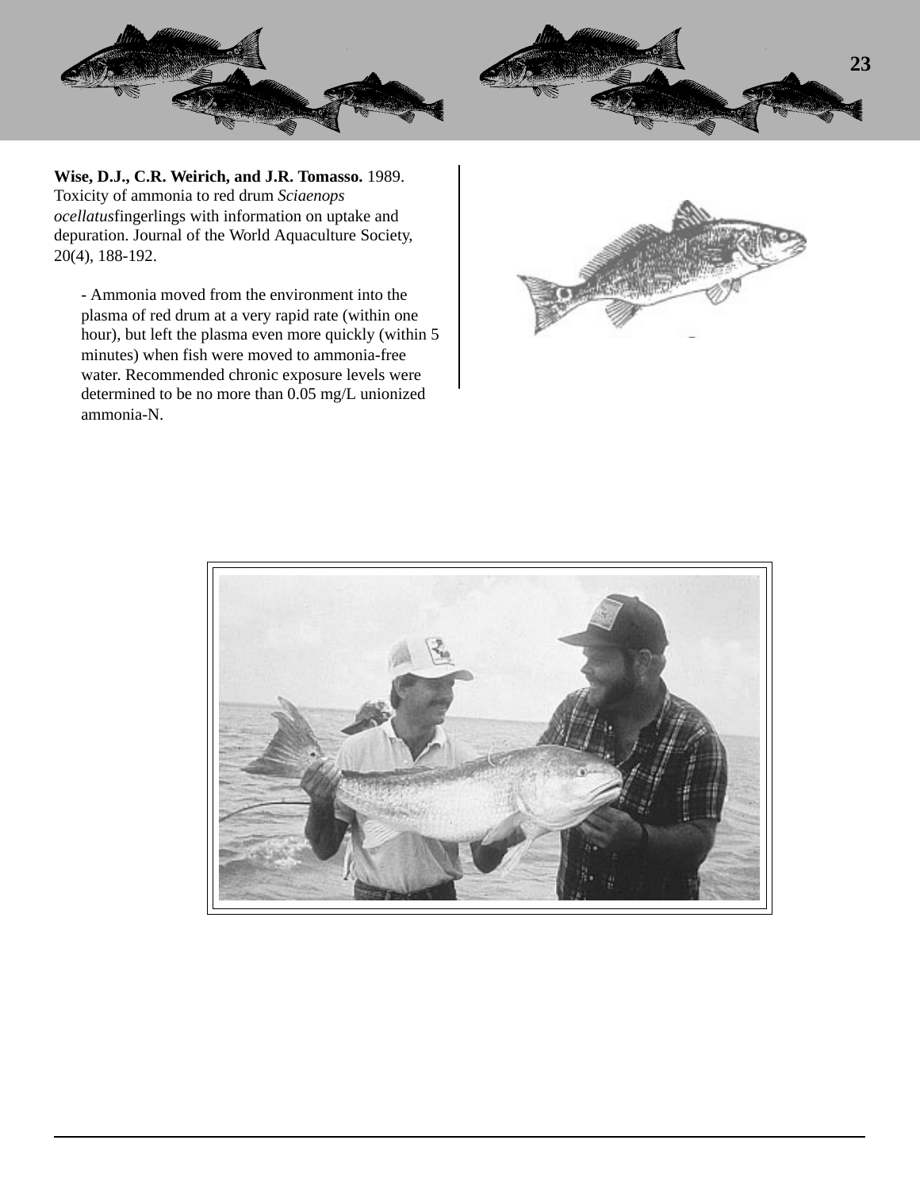**Wise, D.J., C.R. Weirich, and J.R. Tomasso.** 1989. Toxicity of ammonia to red drum *Sciaenops ocellatus*fingerlings with information on uptake and depuration. Journal of the World Aquaculture Society, 20(4), 188-192.

- Ammonia moved from the environment into the plasma of red drum at a very rapid rate (within one hour), but left the plasma even more quickly (within 5 minutes) when fish were moved to ammonia-free water. Recommended chronic exposure levels were determined to be no more than 0.05 mg/L unionized ammonia-N.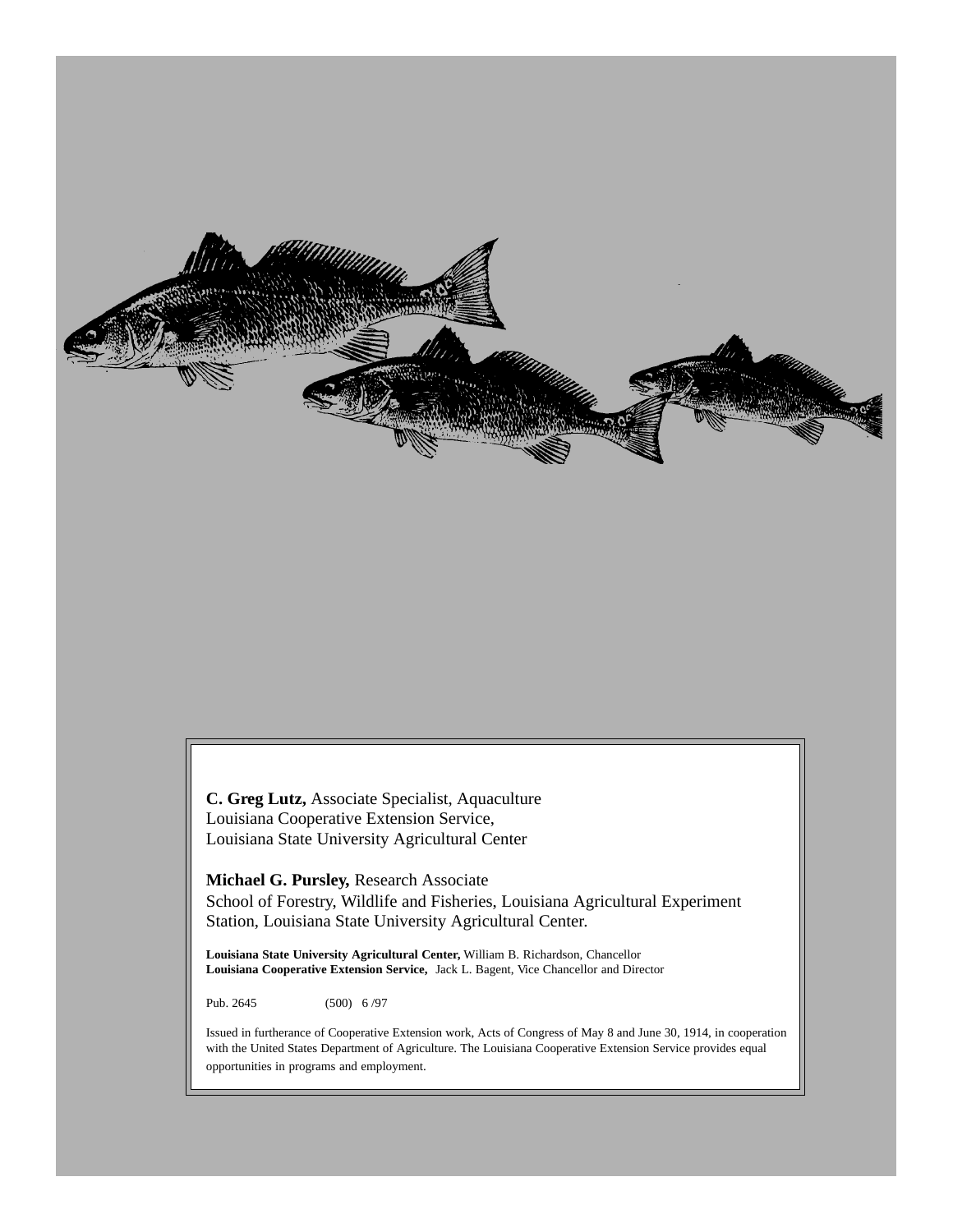**C. Greg Lutz,** Associate Specialist, Aquaculture
Louisiana Cooperative Extension Service,
Louisiana State University Agricultural Center

**Michael G. Pursley,** Research Associate
School of Forestry, Wildlife and Fisheries, Louisiana Agricultural Experiment Station, Louisiana State University Agricultural Center.

**Louisiana State University Agricultural Center,** William B. Richardson, Chancellor
**Louisiana Cooperative Extension Service,** Jack L. Bagent, Vice Chancellor and Director

Pub. 2645 (500) 6 /97

Issued in furtherance of Cooperative Extension work, Acts of Congress of May 8 and June 30, 1914, in cooperation with the United States Department of Agriculture. The Louisiana Cooperative Extension Service provides equal opportunities in programs and employment.